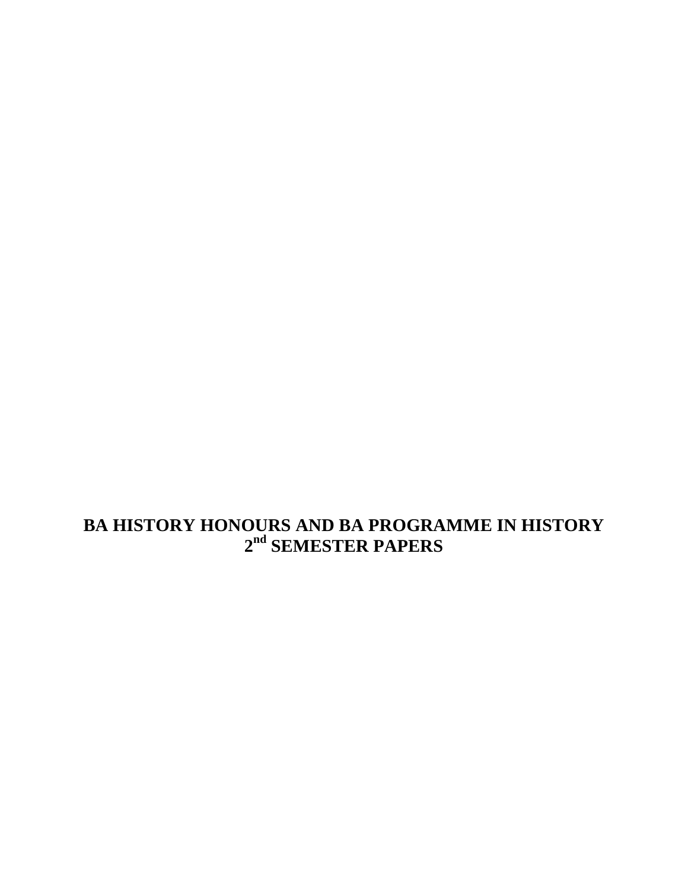# BA HISTORY HONOURS AND BA PROGRAMME IN HISTORY
# 2nd SEMESTER PAPERS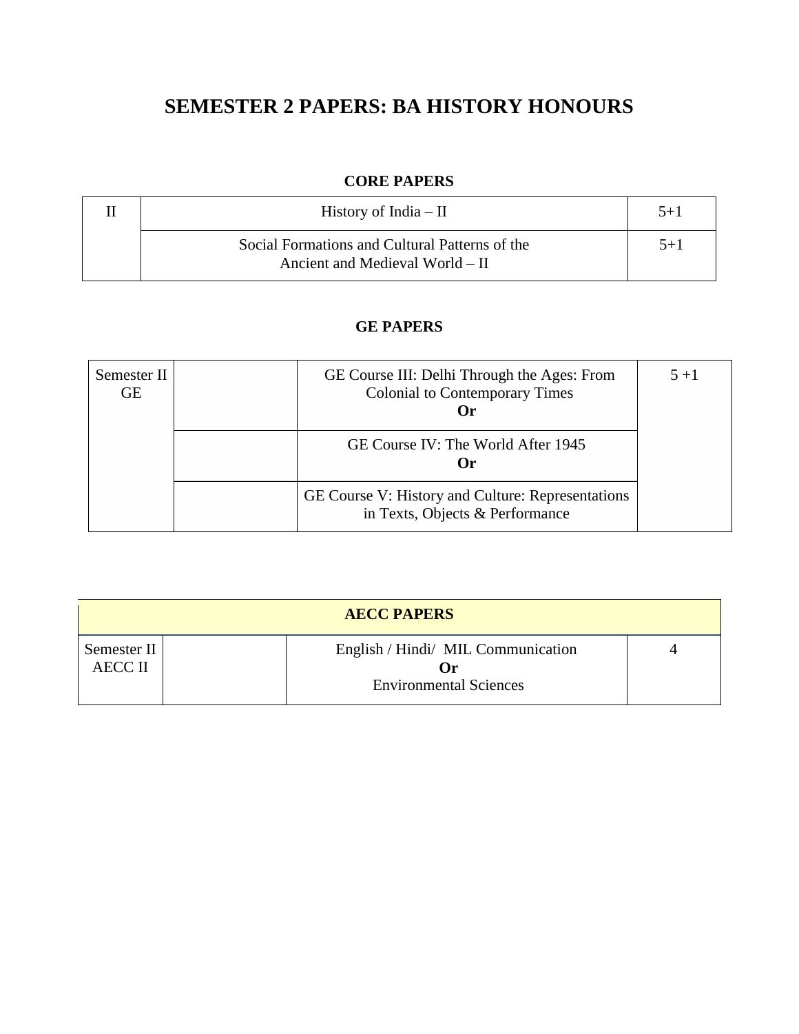# SEMESTER 2 PAPERS: BA HISTORY HONOURS

### CORE PAPERS

| | | |
|---|---|---|
| II | History of India – II | 5+1 |
| | Social Formations and Cultural Patterns of the Ancient and Medieval World – II | 5+1 |

### GE PAPERS

| | | | |
|---|---|---|---|
| Semester II GE | | GE Course III: Delhi Through the Ages: From Colonial to Contemporary Times **Or** | 5 +1 |
| | | GE Course IV: The World After 1945 **Or** | |
| | | GE Course V: History and Culture: Representations in Texts, Objects & Performance | |

| AECC PAPERS | | | |
|---|---|---|---|
| Semester II AECC II | | English / Hindi/ MIL Communication **Or** Environmental Sciences | 4 |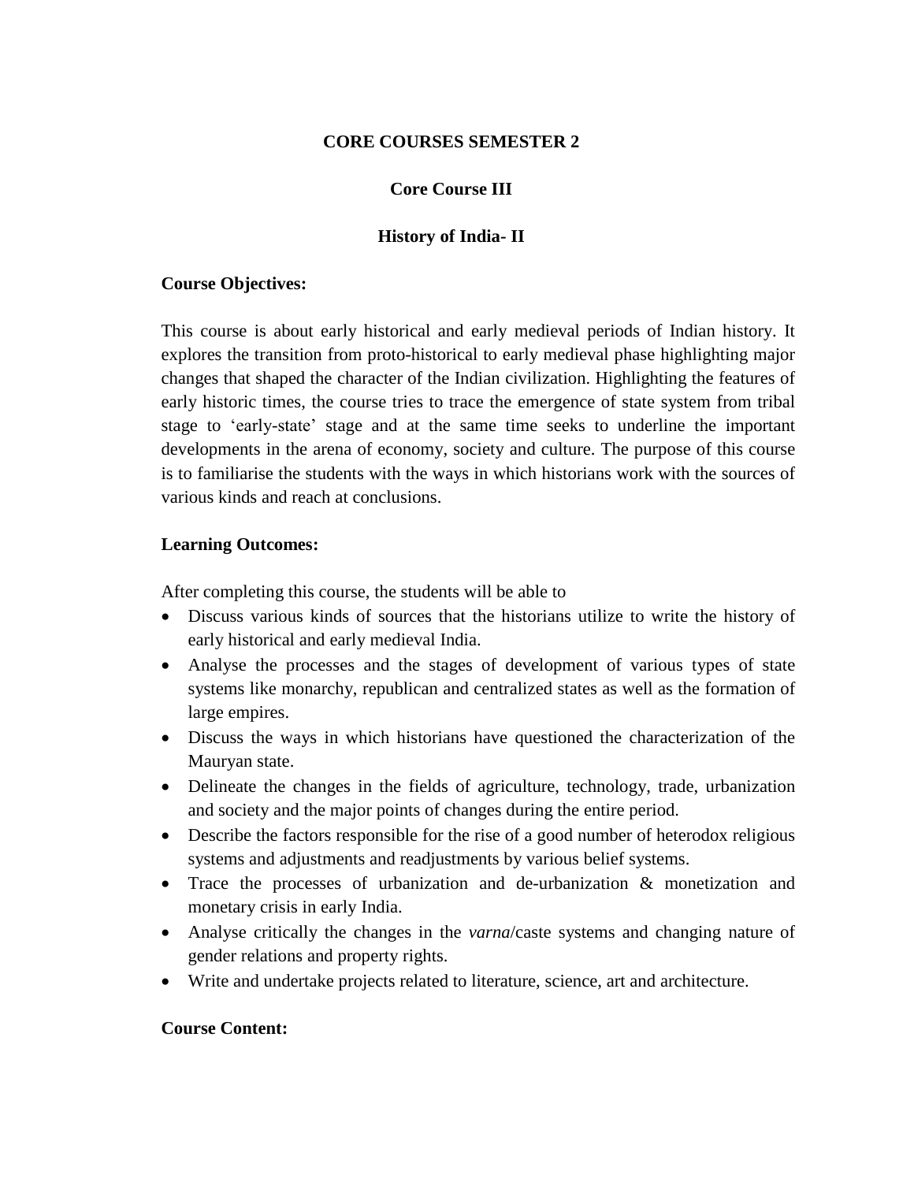**CORE COURSES SEMESTER 2**

**Core Course III**

**History of India- II**

**Course Objectives:**

This course is about early historical and early medieval periods of Indian history. It explores the transition from proto-historical to early medieval phase highlighting major changes that shaped the character of the Indian civilization. Highlighting the features of early historic times, the course tries to trace the emergence of state system from tribal stage to 'early-state' stage and at the same time seeks to underline the important developments in the arena of economy, society and culture. The purpose of this course is to familiarise the students with the ways in which historians work with the sources of various kinds and reach at conclusions.

**Learning Outcomes:**

After completing this course, the students will be able to

- Discuss various kinds of sources that the historians utilize to write the history of early historical and early medieval India.
- Analyse the processes and the stages of development of various types of state systems like monarchy, republican and centralized states as well as the formation of large empires.
- Discuss the ways in which historians have questioned the characterization of the Mauryan state.
- Delineate the changes in the fields of agriculture, technology, trade, urbanization and society and the major points of changes during the entire period.
- Describe the factors responsible for the rise of a good number of heterodox religious systems and adjustments and readjustments by various belief systems.
- Trace the processes of urbanization and de-urbanization & monetization and monetary crisis in early India.
- Analyse critically the changes in the *varna*/caste systems and changing nature of gender relations and property rights.
- Write and undertake projects related to literature, science, art and architecture.

**Course Content:**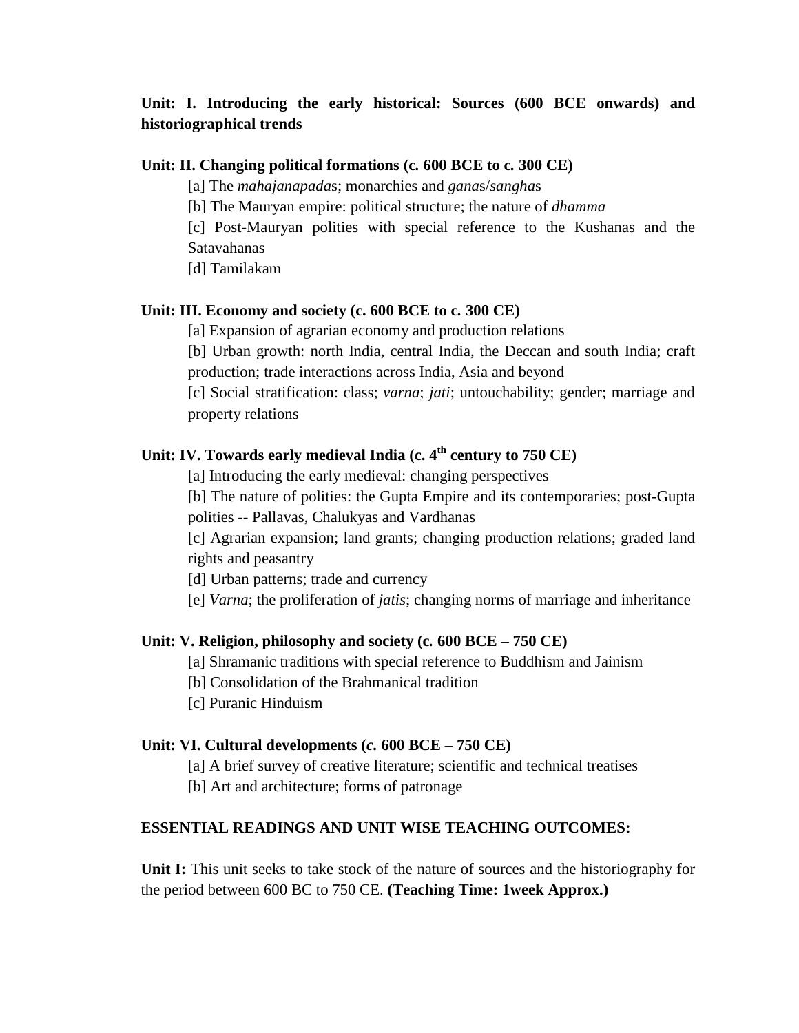**Unit: I. Introducing the early historical: Sources (600 BCE onwards) and historiographical trends**

**Unit: II. Changing political formations (c. 600 BCE to c. 300 CE)**

[a] The *mahajanapada*s; monarchies and *gana*s/*sangha*s

[b] The Mauryan empire: political structure; the nature of *dhamma*

[c] Post-Mauryan polities with special reference to the Kushanas and the Satavahanas

[d] Tamilakam

**Unit: III. Economy and society (c. 600 BCE to c. 300 CE)**

[a] Expansion of agrarian economy and production relations

[b] Urban growth: north India, central India, the Deccan and south India; craft production; trade interactions across India, Asia and beyond

[c] Social stratification: class; *varna*; *jati*; untouchability; gender; marriage and property relations

**Unit: IV. Towards early medieval India (c. 4th century to 750 CE)**

[a] Introducing the early medieval: changing perspectives

[b] The nature of polities: the Gupta Empire and its contemporaries; post-Gupta polities -- Pallavas, Chalukyas and Vardhanas

[c] Agrarian expansion; land grants; changing production relations; graded land rights and peasantry

[d] Urban patterns; trade and currency

[e] *Varna*; the proliferation of *jatis*; changing norms of marriage and inheritance

**Unit: V. Religion, philosophy and society (c. 600 BCE – 750 CE)**

[a] Shramanic traditions with special reference to Buddhism and Jainism

[b] Consolidation of the Brahmanical tradition

[c] Puranic Hinduism

**Unit: VI. Cultural developments (*c.* 600 BCE – 750 CE)**

[a] A brief survey of creative literature; scientific and technical treatises

[b] Art and architecture; forms of patronage

**ESSENTIAL READINGS AND UNIT WISE TEACHING OUTCOMES:**

**Unit I:** This unit seeks to take stock of the nature of sources and the historiography for the period between 600 BC to 750 CE. **(Teaching Time: 1week Approx.)**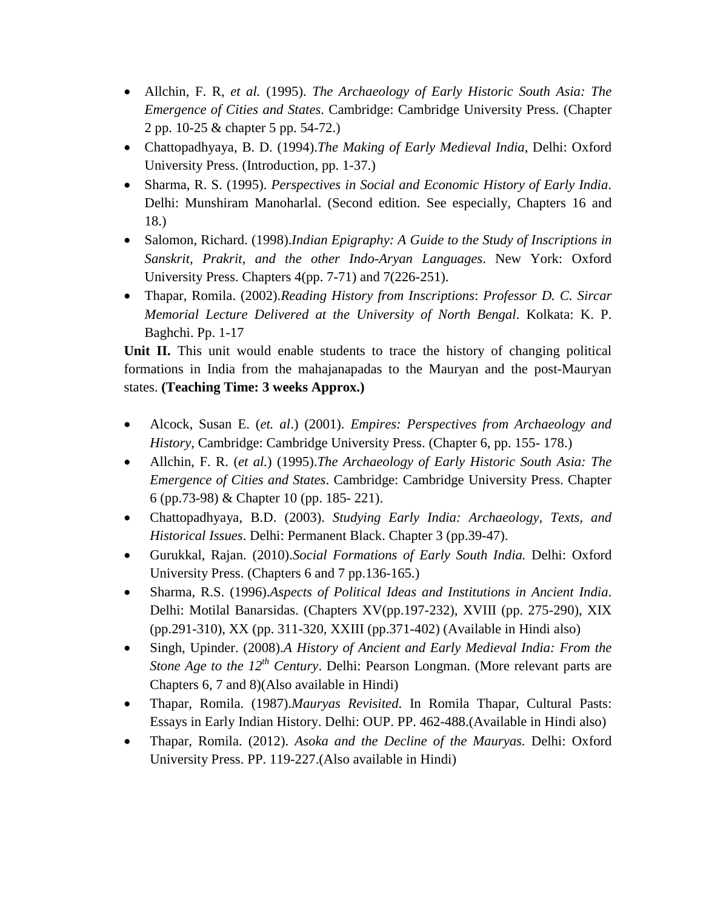- Allchin, F. R, *et al.* (1995). *The Archaeology of Early Historic South Asia: The Emergence of Cities and States*. Cambridge: Cambridge University Press. (Chapter 2 pp. 10-25 & chapter 5 pp. 54-72.)
- Chattopadhyaya, B. D. (1994).*The Making of Early Medieval India*, Delhi: Oxford University Press. (Introduction, pp. 1-37.)
- Sharma, R. S. (1995). *Perspectives in Social and Economic History of Early India*. Delhi: Munshiram Manoharlal. (Second edition. See especially, Chapters 16 and 18.)
- Salomon, Richard. (1998).*Indian Epigraphy: A Guide to the Study of Inscriptions in Sanskrit, Prakrit, and the other Indo-Aryan Languages*. New York: Oxford University Press. Chapters 4(pp. 7-71) and 7(226-251).
- Thapar, Romila. (2002).*Reading History from Inscriptions*: *Professor D. C. Sircar Memorial Lecture Delivered at the University of North Bengal*. Kolkata: K. P. Baghchi. Pp. 1-17

**Unit II.** This unit would enable students to trace the history of changing political formations in India from the mahajanapadas to the Mauryan and the post-Mauryan states. **(Teaching Time: 3 weeks Approx.)**

- Alcock, Susan E. (*et. al*.) (2001). *Empires: Perspectives from Archaeology and History*, Cambridge: Cambridge University Press. (Chapter 6, pp. 155- 178.)
- Allchin, F. R. (*et al.*) (1995).*The Archaeology of Early Historic South Asia: The Emergence of Cities and States*. Cambridge: Cambridge University Press. Chapter 6 (pp.73-98) & Chapter 10 (pp. 185- 221).
- Chattopadhyaya, B.D. (2003). *Studying Early India: Archaeology, Texts, and Historical Issues*. Delhi: Permanent Black. Chapter 3 (pp.39-47).
- Gurukkal, Rajan. (2010).*Social Formations of Early South India.* Delhi: Oxford University Press. (Chapters 6 and 7 pp.136-165.)
- Sharma, R.S. (1996).*Aspects of Political Ideas and Institutions in Ancient India*. Delhi: Motilal Banarsidas. (Chapters XV(pp.197-232), XVIII (pp. 275-290), XIX (pp.291-310), XX (pp. 311-320, XXIII (pp.371-402) (Available in Hindi also)
- Singh, Upinder. (2008).*A History of Ancient and Early Medieval India: From the Stone Age to the 12th Century*. Delhi: Pearson Longman. (More relevant parts are Chapters 6, 7 and 8)(Also available in Hindi)
- Thapar, Romila. (1987).*Mauryas Revisited.* In Romila Thapar, Cultural Pasts: Essays in Early Indian History. Delhi: OUP. PP. 462-488.(Available in Hindi also)
- Thapar, Romila. (2012). *Asoka and the Decline of the Mauryas.* Delhi: Oxford University Press. PP. 119-227.(Also available in Hindi)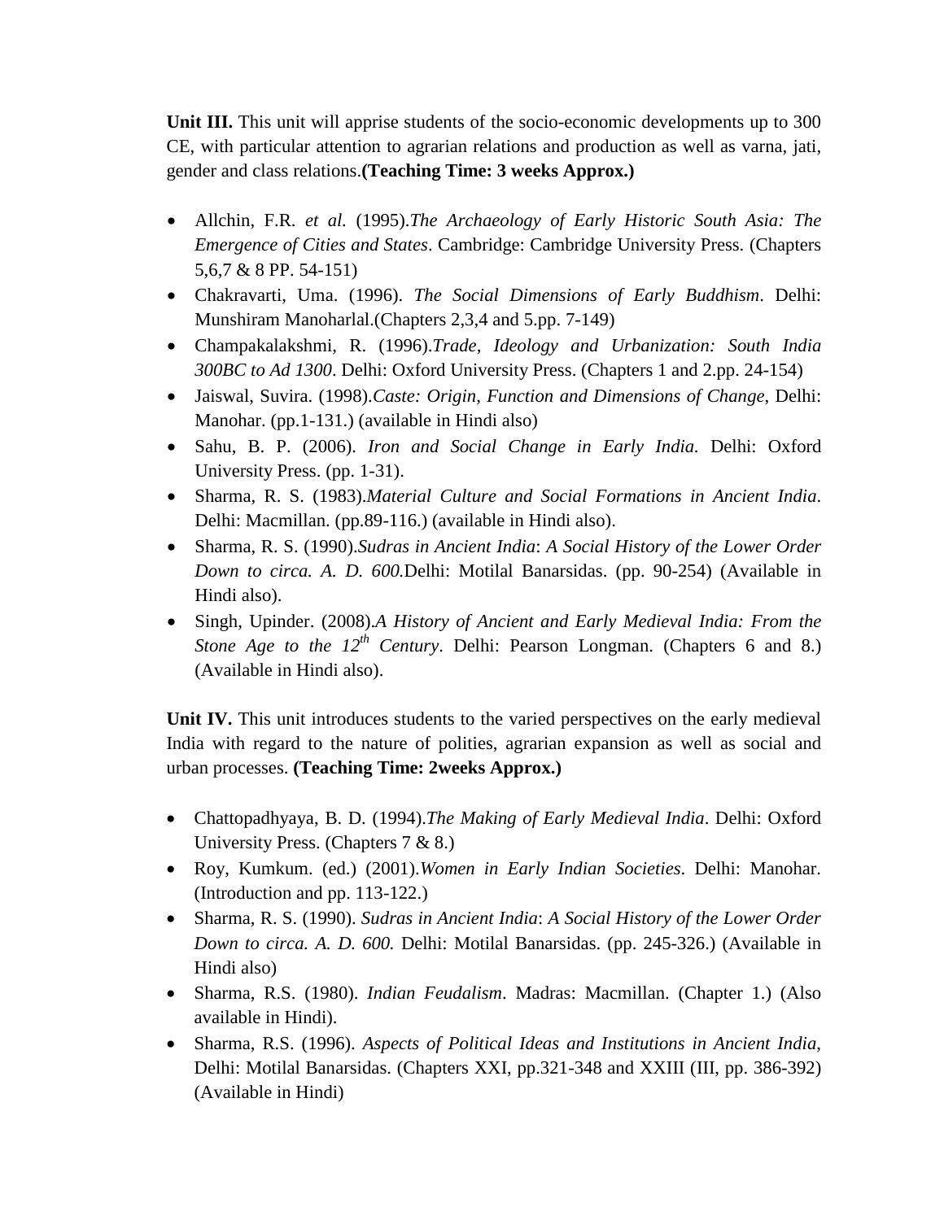**Unit III.** This unit will apprise students of the socio-economic developments up to 300 CE, with particular attention to agrarian relations and production as well as varna, jati, gender and class relations.**(Teaching Time: 3 weeks Approx.)**

- Allchin, F.R. *et al.* (1995).*The Archaeology of Early Historic South Asia: The Emergence of Cities and States*. Cambridge: Cambridge University Press. (Chapters 5,6,7 & 8 PP. 54-151)
- Chakravarti, Uma. (1996). *The Social Dimensions of Early Buddhism*. Delhi: Munshiram Manoharlal.(Chapters 2,3,4 and 5.pp. 7-149)
- Champakalakshmi, R. (1996).*Trade, Ideology and Urbanization: South India 300BC to Ad 1300*. Delhi: Oxford University Press. (Chapters 1 and 2.pp. 24-154)
- Jaiswal, Suvira. (1998).*Caste: Origin, Function and Dimensions of Change*, Delhi: Manohar. (pp.1-131.) (available in Hindi also)
- Sahu, B. P. (2006). *Iron and Social Change in Early India.* Delhi: Oxford University Press. (pp. 1-31).
- Sharma, R. S. (1983).*Material Culture and Social Formations in Ancient India*. Delhi: Macmillan. (pp.89-116.) (available in Hindi also).
- Sharma, R. S. (1990).*Sudras in Ancient India*: *A Social History of the Lower Order Down to circa. A. D. 600.*Delhi: Motilal Banarsidas. (pp. 90-254) (Available in Hindi also).
- Singh, Upinder. (2008).*A History of Ancient and Early Medieval India: From the Stone Age to the 12th Century*. Delhi: Pearson Longman. (Chapters 6 and 8.) (Available in Hindi also).

**Unit IV.** This unit introduces students to the varied perspectives on the early medieval India with regard to the nature of polities, agrarian expansion as well as social and urban processes. **(Teaching Time: 2weeks Approx.)**

- Chattopadhyaya, B. D. (1994).*The Making of Early Medieval India*. Delhi: Oxford University Press. (Chapters 7 & 8.)
- Roy, Kumkum. (ed.) (2001).*Women in Early Indian Societies*. Delhi: Manohar. (Introduction and pp. 113-122.)
- Sharma, R. S. (1990). *Sudras in Ancient India*: *A Social History of the Lower Order Down to circa. A. D. 600.* Delhi: Motilal Banarsidas. (pp. 245-326.) (Available in Hindi also)
- Sharma, R.S. (1980). *Indian Feudalism*. Madras: Macmillan. (Chapter 1.) (Also available in Hindi).
- Sharma, R.S. (1996). *Aspects of Political Ideas and Institutions in Ancient India*, Delhi: Motilal Banarsidas. (Chapters XXI, pp.321-348 and XXIII (III, pp. 386-392) (Available in Hindi)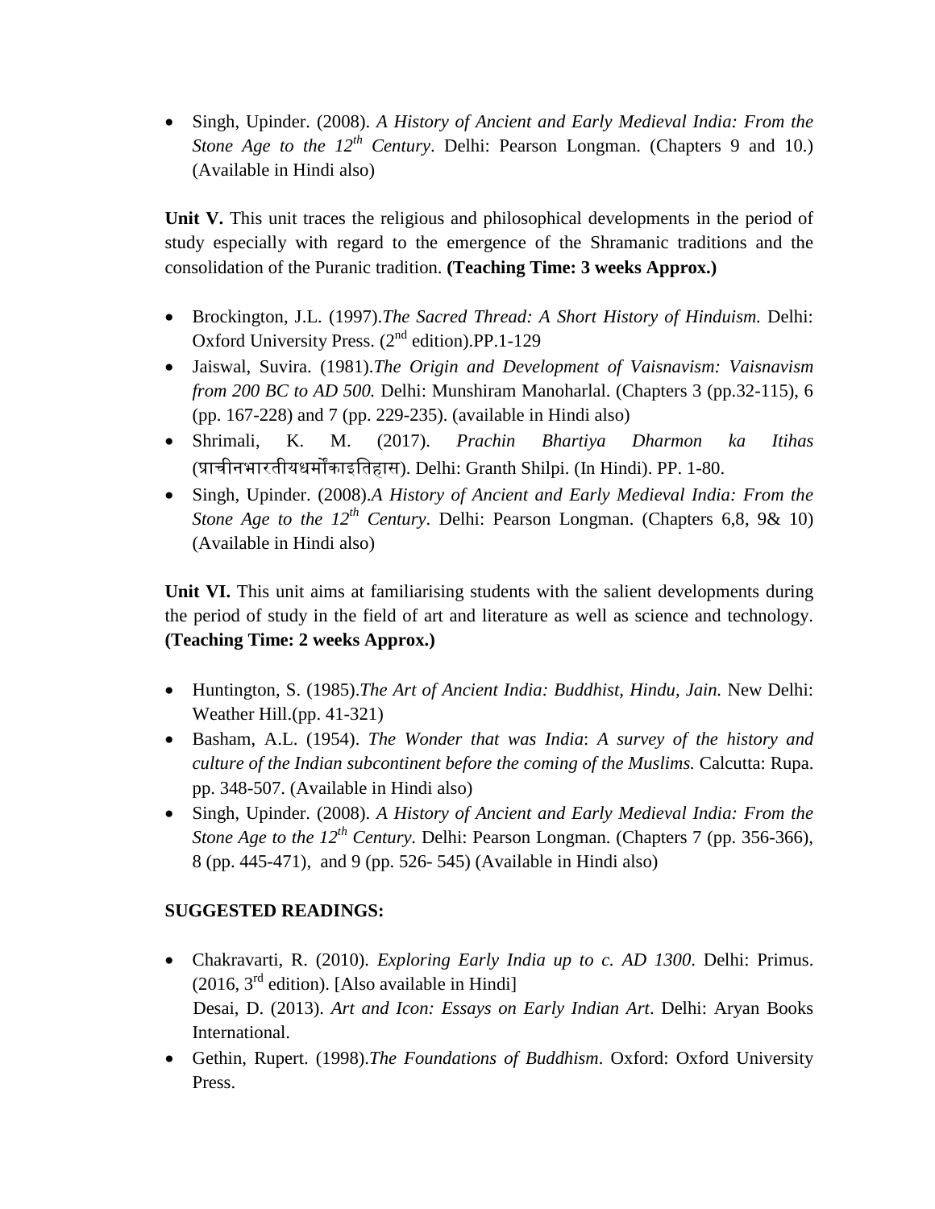- Singh, Upinder. (2008). *A History of Ancient and Early Medieval India: From the Stone Age to the 12th Century*. Delhi: Pearson Longman. (Chapters 9 and 10.) (Available in Hindi also)

**Unit V.** This unit traces the religious and philosophical developments in the period of study especially with regard to the emergence of the Shramanic traditions and the consolidation of the Puranic tradition. **(Teaching Time: 3 weeks Approx.)**

- Brockington, J.L. (1997).*The Sacred Thread: A Short History of Hinduism.* Delhi: Oxford University Press. (2nd edition).PP.1-129
- Jaiswal, Suvira. (1981).*The Origin and Development of Vaisnavism: Vaisnavism from 200 BC to AD 500.* Delhi: Munshiram Manoharlal. (Chapters 3 (pp.32-115), 6 (pp. 167-228) and 7 (pp. 229-235). (available in Hindi also)
- Shrimali, K. M. (2017). *Prachin Bhartiya Dharmon ka Itihas* (प्राचीनभारतीयधर्मोंकाइतिहास). Delhi: Granth Shilpi. (In Hindi). PP. 1-80.
- Singh, Upinder. (2008).*A History of Ancient and Early Medieval India: From the Stone Age to the 12th Century*. Delhi: Pearson Longman. (Chapters 6,8, 9& 10) (Available in Hindi also)

**Unit VI.** This unit aims at familiarising students with the salient developments during the period of study in the field of art and literature as well as science and technology. **(Teaching Time: 2 weeks Approx.)**

- Huntington, S. (1985).*The Art of Ancient India: Buddhist, Hindu, Jain.* New Delhi: Weather Hill.(pp. 41-321)
- Basham, A.L. (1954). *The Wonder that was India*: *A survey of the history and culture of the Indian subcontinent before the coming of the Muslims.* Calcutta: Rupa. pp. 348-507. (Available in Hindi also)
- Singh, Upinder. (2008). *A History of Ancient and Early Medieval India: From the Stone Age to the 12th Century*. Delhi: Pearson Longman. (Chapters 7 (pp. 356-366), 8 (pp. 445-471), and 9 (pp. 526- 545) (Available in Hindi also)

**SUGGESTED READINGS:**

- Chakravarti, R. (2010). *Exploring Early India up to c. AD 1300*. Delhi: Primus. (2016, 3rd edition). [Also available in Hindi]
  Desai, D. (2013). *Art and Icon: Essays on Early Indian Art*. Delhi: Aryan Books International.
- Gethin, Rupert. (1998).*The Foundations of Buddhism*. Oxford: Oxford University Press.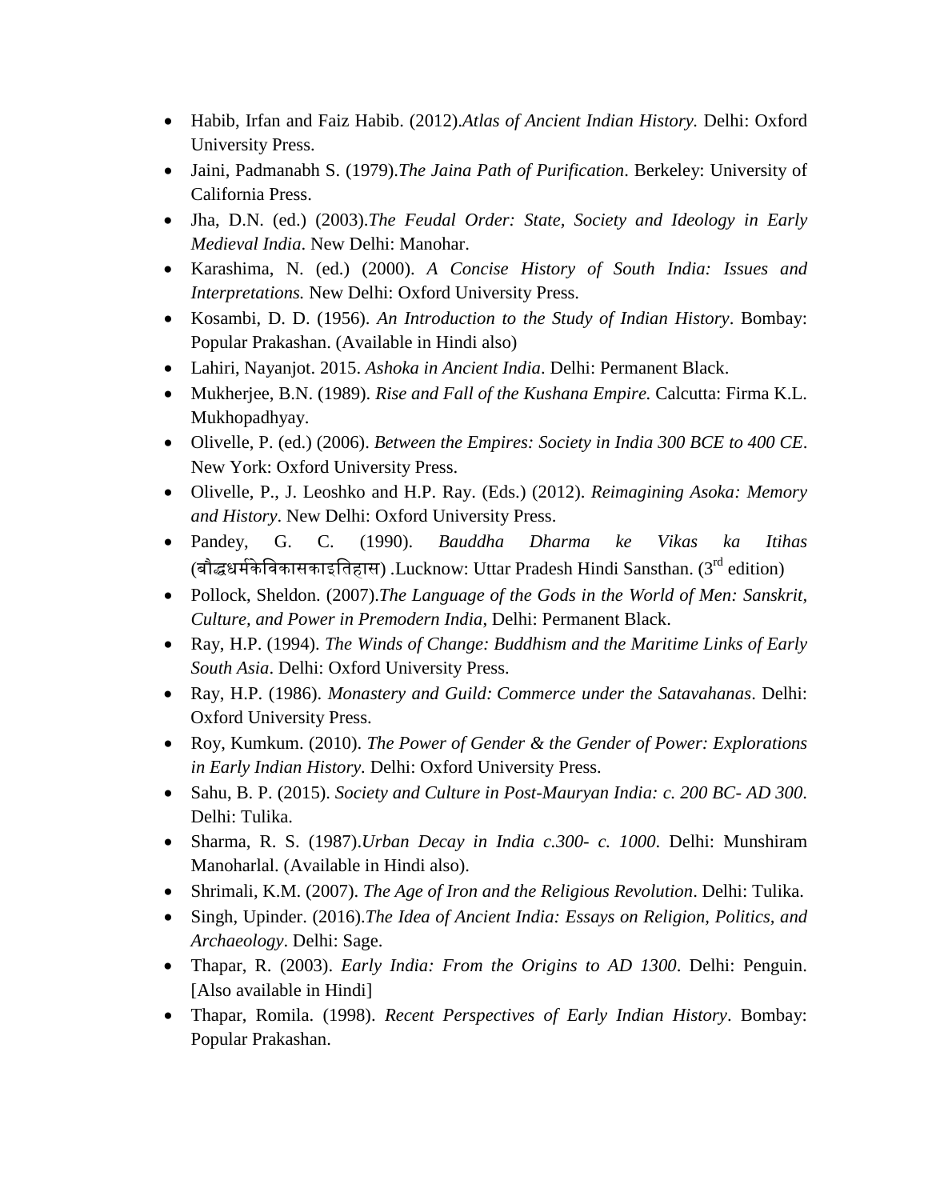- Habib, Irfan and Faiz Habib. (2012).*Atlas of Ancient Indian History.* Delhi: Oxford University Press.
- Jaini, Padmanabh S. (1979).*The Jaina Path of Purification*. Berkeley: University of California Press.
- Jha, D.N. (ed.) (2003).*The Feudal Order: State, Society and Ideology in Early Medieval India*. New Delhi: Manohar.
- Karashima, N. (ed.) (2000). *A Concise History of South India: Issues and Interpretations.* New Delhi: Oxford University Press.
- Kosambi, D. D. (1956). *An Introduction to the Study of Indian History*. Bombay: Popular Prakashan. (Available in Hindi also)
- Lahiri, Nayanjot. 2015. *Ashoka in Ancient India*. Delhi: Permanent Black.
- Mukherjee, B.N. (1989). *Rise and Fall of the Kushana Empire.* Calcutta: Firma K.L. Mukhopadhyay.
- Olivelle, P. (ed.) (2006). *Between the Empires: Society in India 300 BCE to 400 CE*. New York: Oxford University Press.
- Olivelle, P., J. Leoshko and H.P. Ray. (Eds.) (2012). *Reimagining Asoka: Memory and History*. New Delhi: Oxford University Press.
- Pandey, G. C. (1990). *Bauddha Dharma ke Vikas ka Itihas* (बौद्धधर्मकेविकासकाइतिहास) .Lucknow: Uttar Pradesh Hindi Sansthan. (3rd edition)
- Pollock, Sheldon. (2007).*The Language of the Gods in the World of Men: Sanskrit, Culture, and Power in Premodern India*, Delhi: Permanent Black.
- Ray, H.P. (1994). *The Winds of Change: Buddhism and the Maritime Links of Early South Asia*. Delhi: Oxford University Press.
- Ray, H.P. (1986). *Monastery and Guild: Commerce under the Satavahanas*. Delhi: Oxford University Press.
- Roy, Kumkum. (2010). *The Power of Gender & the Gender of Power: Explorations in Early Indian History.* Delhi: Oxford University Press.
- Sahu, B. P. (2015). *Society and Culture in Post-Mauryan India: c. 200 BC- AD 300*. Delhi: Tulika.
- Sharma, R. S. (1987).*Urban Decay in India c.300- c. 1000*. Delhi: Munshiram Manoharlal. (Available in Hindi also).
- Shrimali, K.M. (2007). *The Age of Iron and the Religious Revolution*. Delhi: Tulika.
- Singh, Upinder. (2016).*The Idea of Ancient India: Essays on Religion, Politics, and Archaeology*. Delhi: Sage.
- Thapar, R. (2003). *Early India: From the Origins to AD 1300*. Delhi: Penguin. [Also available in Hindi]
- Thapar, Romila. (1998). *Recent Perspectives of Early Indian History*. Bombay: Popular Prakashan.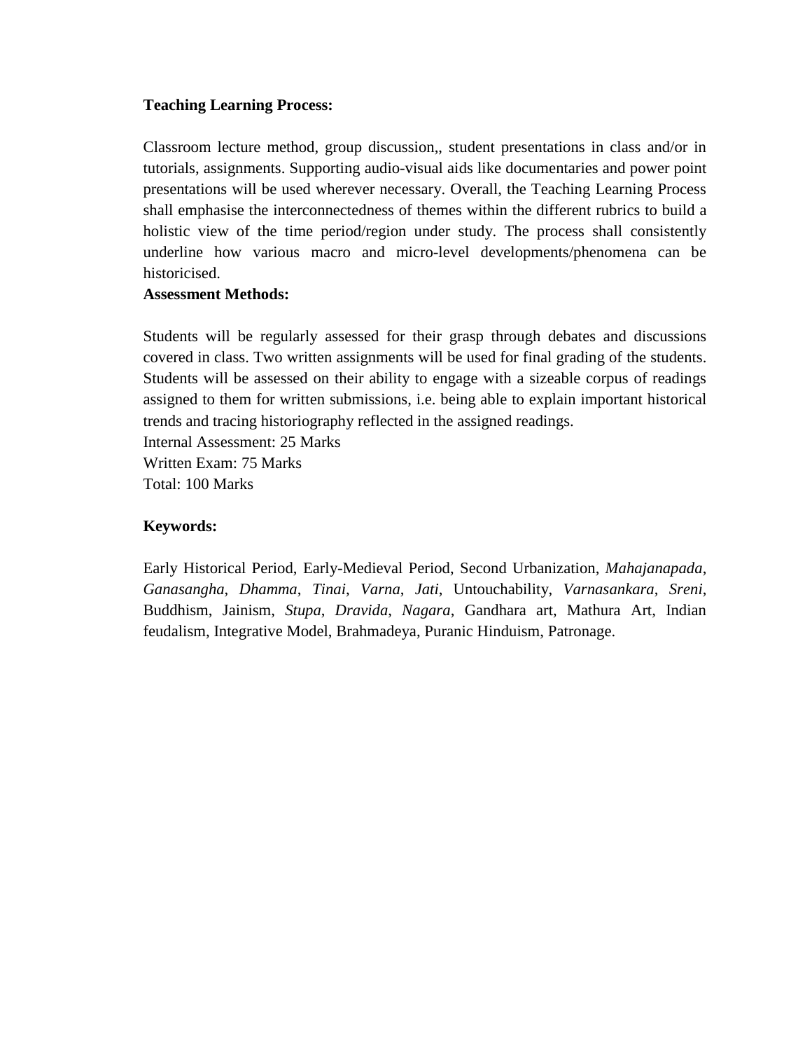**Teaching Learning Process:**

Classroom lecture method, group discussion,, student presentations in class and/or in tutorials, assignments. Supporting audio-visual aids like documentaries and power point presentations will be used wherever necessary. Overall, the Teaching Learning Process shall emphasise the interconnectedness of themes within the different rubrics to build a holistic view of the time period/region under study. The process shall consistently underline how various macro and micro-level developments/phenomena can be historicised.

**Assessment Methods:**

Students will be regularly assessed for their grasp through debates and discussions covered in class. Two written assignments will be used for final grading of the students. Students will be assessed on their ability to engage with a sizeable corpus of readings assigned to them for written submissions, i.e. being able to explain important historical trends and tracing historiography reflected in the assigned readings.
Internal Assessment: 25 Marks
Written Exam: 75 Marks
Total: 100 Marks

**Keywords:**

Early Historical Period, Early-Medieval Period, Second Urbanization, *Mahajanapada*, *Ganasangha*, *Dhamma*, *Tinai*, *Varna*, *Jati*, Untouchability, *Varnasankara*, *Sreni*, Buddhism, Jainism, *Stupa*, *Dravida*, *Nagara*, Gandhara art, Mathura Art, Indian feudalism, Integrative Model, Brahmadeya, Puranic Hinduism, Patronage.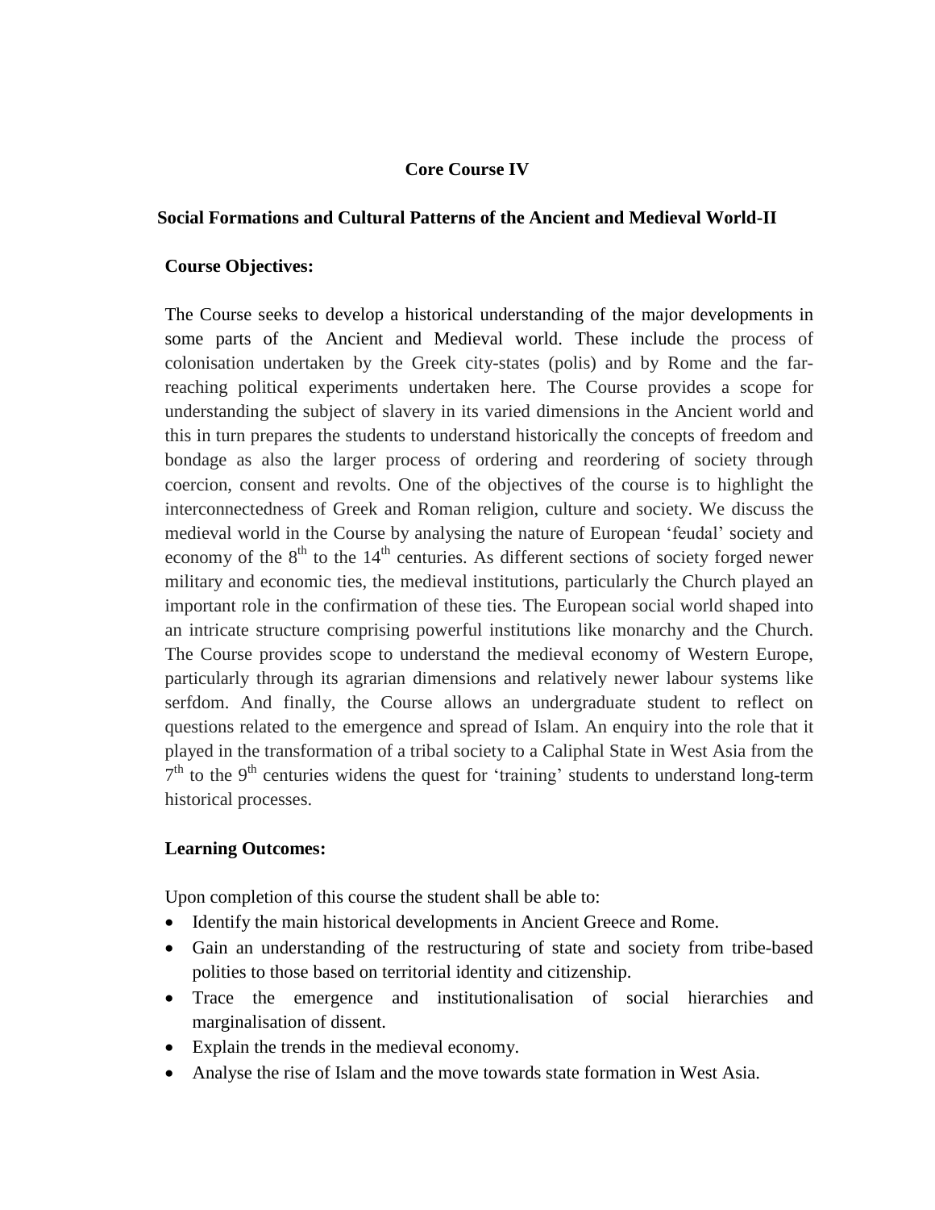## Core Course IV

### Social Formations and Cultural Patterns of the Ancient and Medieval World-II

**Course Objectives:**

The Course seeks to develop a historical understanding of the major developments in some parts of the Ancient and Medieval world. These include the process of colonisation undertaken by the Greek city-states (polis) and by Rome and the far-reaching political experiments undertaken here. The Course provides a scope for understanding the subject of slavery in its varied dimensions in the Ancient world and this in turn prepares the students to understand historically the concepts of freedom and bondage as also the larger process of ordering and reordering of society through coercion, consent and revolts. One of the objectives of the course is to highlight the interconnectedness of Greek and Roman religion, culture and society. We discuss the medieval world in the Course by analysing the nature of European 'feudal' society and economy of the 8th to the 14th centuries. As different sections of society forged newer military and economic ties, the medieval institutions, particularly the Church played an important role in the confirmation of these ties. The European social world shaped into an intricate structure comprising powerful institutions like monarchy and the Church. The Course provides scope to understand the medieval economy of Western Europe, particularly through its agrarian dimensions and relatively newer labour systems like serfdom. And finally, the Course allows an undergraduate student to reflect on questions related to the emergence and spread of Islam. An enquiry into the role that it played in the transformation of a tribal society to a Caliphal State in West Asia from the 7th to the 9th centuries widens the quest for 'training' students to understand long-term historical processes.

**Learning Outcomes:**

Upon completion of this course the student shall be able to:

- Identify the main historical developments in Ancient Greece and Rome.
- Gain an understanding of the restructuring of state and society from tribe-based polities to those based on territorial identity and citizenship.
- Trace the emergence and institutionalisation of social hierarchies and marginalisation of dissent.
- Explain the trends in the medieval economy.
- Analyse the rise of Islam and the move towards state formation in West Asia.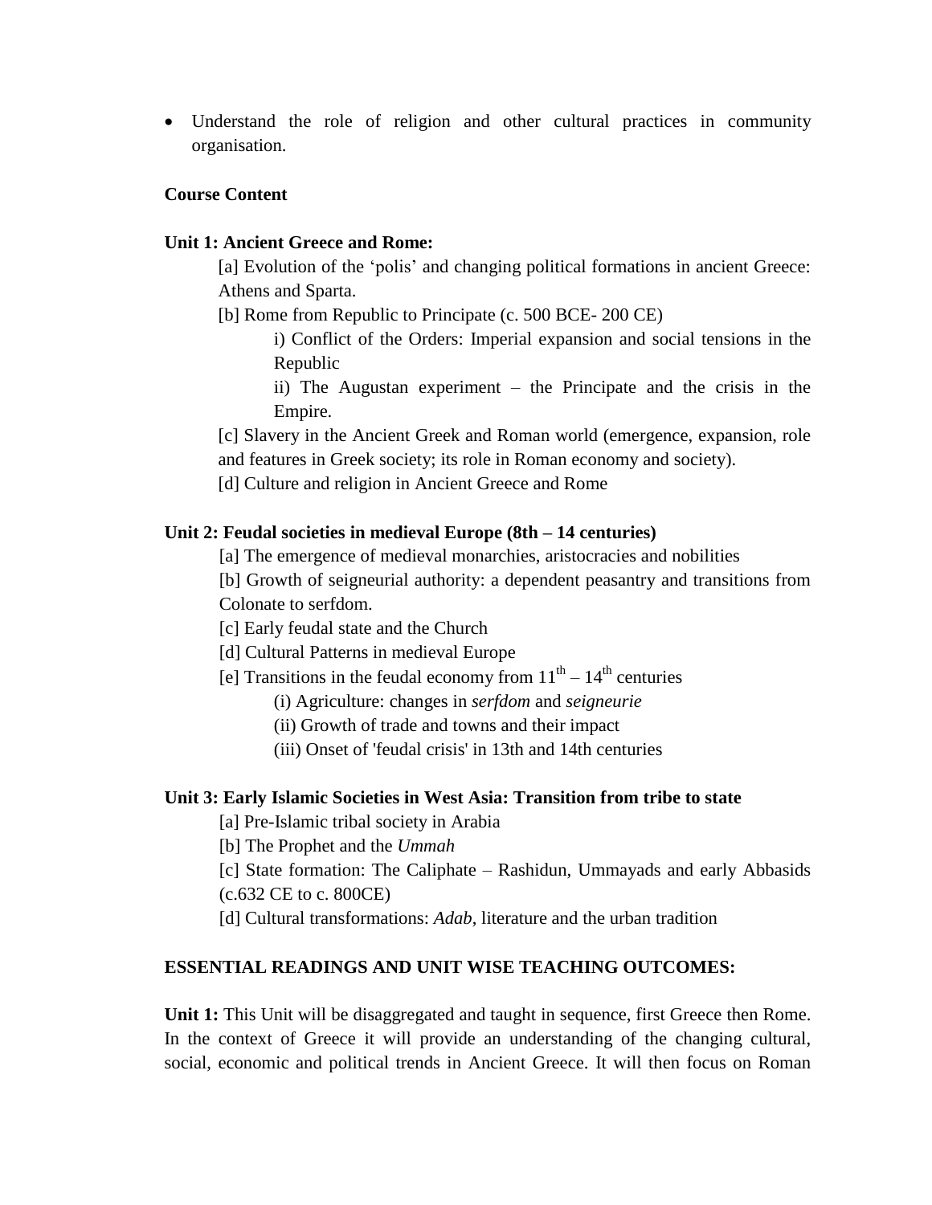- Understand the role of religion and other cultural practices in community organisation.

**Course Content**

**Unit 1: Ancient Greece and Rome:**

[a] Evolution of the 'polis' and changing political formations in ancient Greece: Athens and Sparta.

[b] Rome from Republic to Principate (c. 500 BCE- 200 CE)

i) Conflict of the Orders: Imperial expansion and social tensions in the Republic

ii) The Augustan experiment – the Principate and the crisis in the Empire.

[c] Slavery in the Ancient Greek and Roman world (emergence, expansion, role and features in Greek society; its role in Roman economy and society).

[d] Culture and religion in Ancient Greece and Rome

**Unit 2: Feudal societies in medieval Europe (8th – 14 centuries)**

[a] The emergence of medieval monarchies, aristocracies and nobilities

[b] Growth of seigneurial authority: a dependent peasantry and transitions from Colonate to serfdom.

[c] Early feudal state and the Church

[d] Cultural Patterns in medieval Europe

[e] Transitions in the feudal economy from 11th – 14th centuries

(i) Agriculture: changes in *serfdom* and *seigneurie*

(ii) Growth of trade and towns and their impact

(iii) Onset of 'feudal crisis' in 13th and 14th centuries

**Unit 3: Early Islamic Societies in West Asia: Transition from tribe to state**

[a] Pre-Islamic tribal society in Arabia

[b] The Prophet and the *Ummah*

[c] State formation: The Caliphate – Rashidun, Ummayads and early Abbasids (c.632 CE to c. 800CE)

[d] Cultural transformations: *Adab*, literature and the urban tradition

**ESSENTIAL READINGS AND UNIT WISE TEACHING OUTCOMES:**

**Unit 1:** This Unit will be disaggregated and taught in sequence, first Greece then Rome. In the context of Greece it will provide an understanding of the changing cultural, social, economic and political trends in Ancient Greece. It will then focus on Roman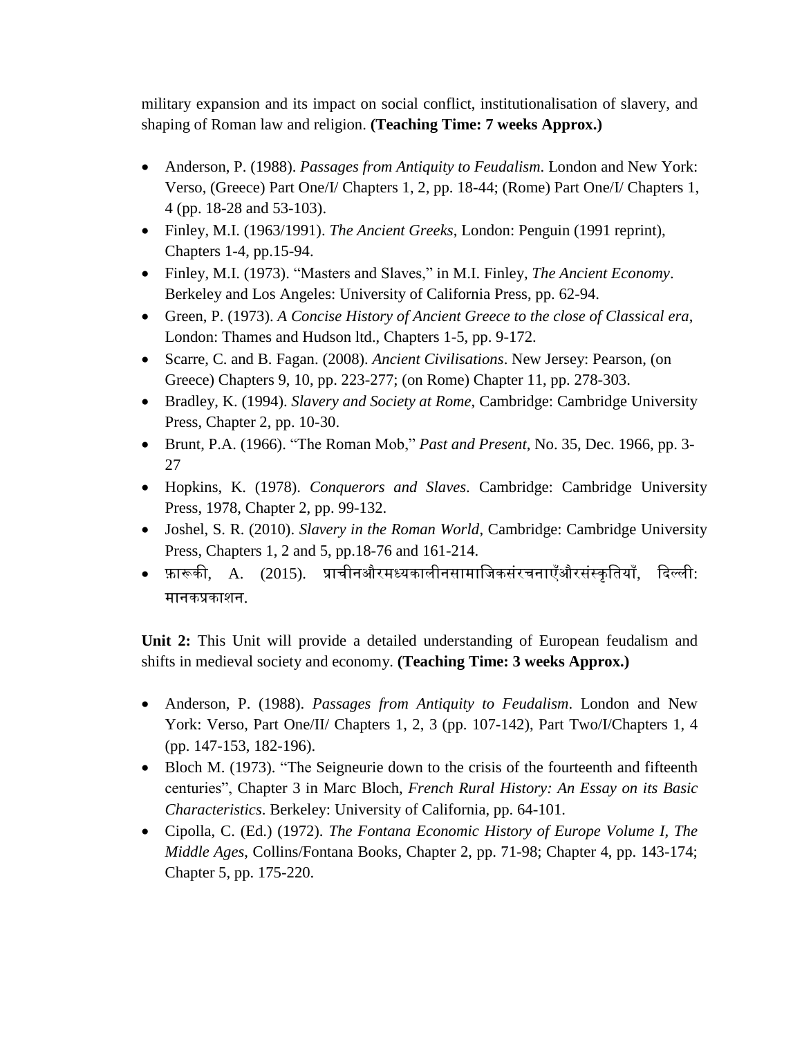military expansion and its impact on social conflict, institutionalisation of slavery, and shaping of Roman law and religion. **(Teaching Time: 7 weeks Approx.)**

- Anderson, P. (1988). *Passages from Antiquity to Feudalism*. London and New York: Verso, (Greece) Part One/I/ Chapters 1, 2, pp. 18-44; (Rome) Part One/I/ Chapters 1, 4 (pp. 18-28 and 53-103).
- Finley, M.I. (1963/1991). *The Ancient Greeks*, London: Penguin (1991 reprint), Chapters 1-4, pp.15-94.
- Finley, M.I. (1973). "Masters and Slaves," in M.I. Finley, *The Ancient Economy*. Berkeley and Los Angeles: University of California Press, pp. 62-94.
- Green, P. (1973). *A Concise History of Ancient Greece to the close of Classical era*, London: Thames and Hudson ltd., Chapters 1-5, pp. 9-172.
- Scarre, C. and B. Fagan. (2008). *Ancient Civilisations*. New Jersey: Pearson, (on Greece) Chapters 9, 10, pp. 223-277; (on Rome) Chapter 11, pp. 278-303.
- Bradley, K. (1994). *Slavery and Society at Rome*, Cambridge: Cambridge University Press, Chapter 2, pp. 10-30.
- Brunt, P.A. (1966). "The Roman Mob," *Past and Present*, No. 35, Dec. 1966, pp. 3-27
- Hopkins, K. (1978). *Conquerors and Slaves*. Cambridge: Cambridge University Press, 1978, Chapter 2, pp. 99-132.
- Joshel, S. R. (2010). *Slavery in the Roman World*, Cambridge: Cambridge University Press, Chapters 1, 2 and 5, pp.18-76 and 161-214.
- फ़ारूकी, A. (2015). प्राचीनऔरमध्यकालीनसामाजिकसंरचनाएँऔरसंस्कृतियाँ, दिल्ली: मानकप्रकाशन.

**Unit 2:** This Unit will provide a detailed understanding of European feudalism and shifts in medieval society and economy. **(Teaching Time: 3 weeks Approx.)**

- Anderson, P. (1988). *Passages from Antiquity to Feudalism*. London and New York: Verso, Part One/II/ Chapters 1, 2, 3 (pp. 107-142), Part Two/I/Chapters 1, 4 (pp. 147-153, 182-196).
- Bloch M. (1973). "The Seigneurie down to the crisis of the fourteenth and fifteenth centuries", Chapter 3 in Marc Bloch, *French Rural History: An Essay on its Basic Characteristics*. Berkeley: University of California, pp. 64-101.
- Cipolla, C. (Ed.) (1972). *The Fontana Economic History of Europe Volume I, The Middle Ages*, Collins/Fontana Books, Chapter 2, pp. 71-98; Chapter 4, pp. 143-174; Chapter 5, pp. 175-220.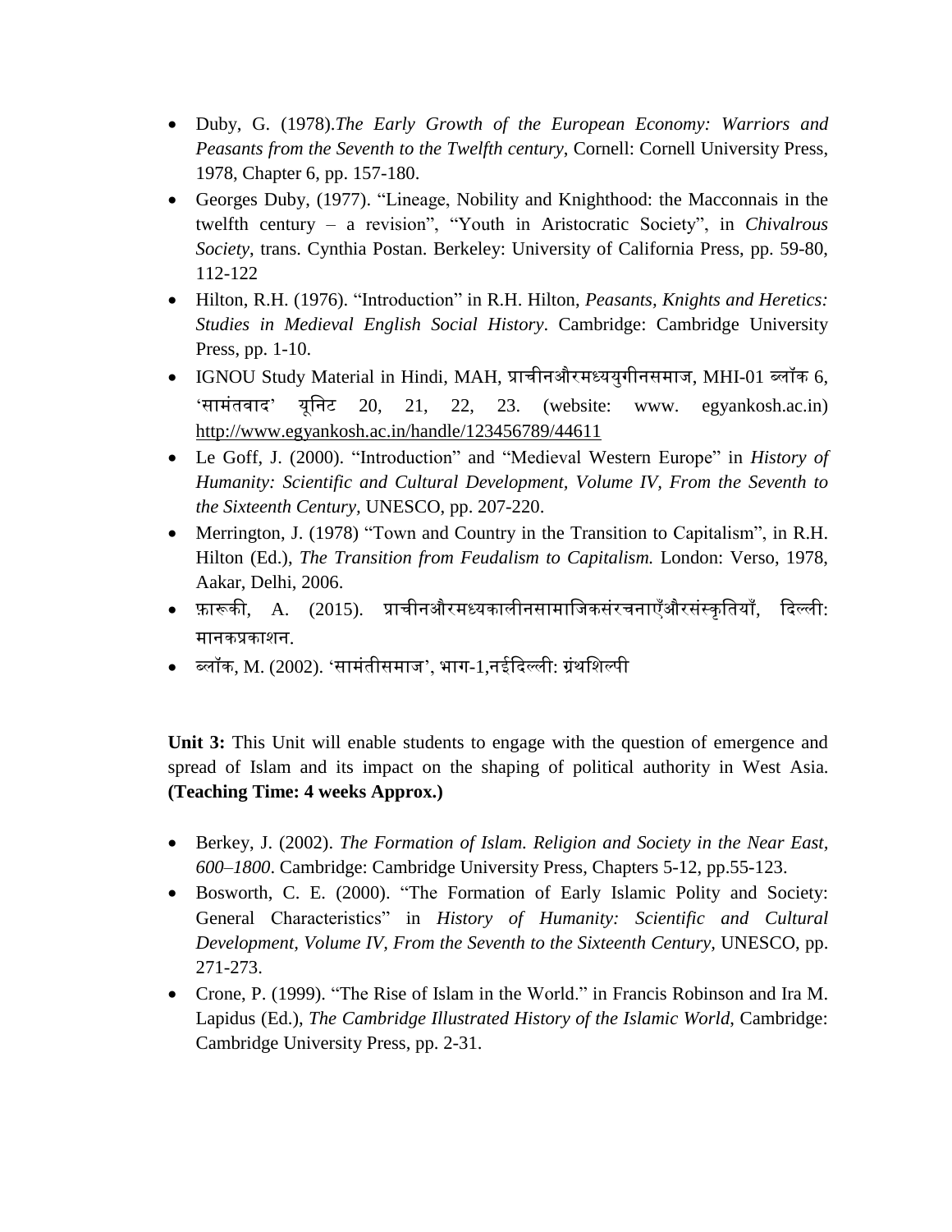- Duby, G. (1978).*The Early Growth of the European Economy: Warriors and Peasants from the Seventh to the Twelfth century*, Cornell: Cornell University Press, 1978, Chapter 6, pp. 157-180.
- Georges Duby, (1977). "Lineage, Nobility and Knighthood: the Macconnais in the twelfth century – a revision", "Youth in Aristocratic Society", in *Chivalrous Society*, trans. Cynthia Postan. Berkeley: University of California Press, pp. 59-80, 112-122
- Hilton, R.H. (1976). "Introduction" in R.H. Hilton, *Peasants, Knights and Heretics: Studies in Medieval English Social History*. Cambridge: Cambridge University Press, pp. 1-10.
- IGNOU Study Material in Hindi, MAH, प्राचीनऔरमध्ययुगीनसमाज, MHI-01 ब्लॉक 6, 'सामंतवाद' यूनिट 20, 21, 22, 23. (website: www. egyankosh.ac.in) http://www.egyankosh.ac.in/handle/123456789/44611
- Le Goff, J. (2000). "Introduction" and "Medieval Western Europe" in *History of Humanity: Scientific and Cultural Development, Volume IV, From the Seventh to the Sixteenth Century,* UNESCO, pp. 207-220.
- Merrington, J. (1978) "Town and Country in the Transition to Capitalism", in R.H. Hilton (Ed.), *The Transition from Feudalism to Capitalism.* London: Verso, 1978, Aakar, Delhi, 2006.
- फ़ारूकी, A. (2015). प्राचीनऔरमध्यकालीनसामाजिकसंरचनाएँऔरसंस्कृतियाँ, दिल्ली: मानकप्रकाशन.
- ब्लॉक, M. (2002). 'सामंतीसमाज', भाग-1,नईदिल्ली: ग्रंथशिल्पी

**Unit 3:** This Unit will enable students to engage with the question of emergence and spread of Islam and its impact on the shaping of political authority in West Asia. **(Teaching Time: 4 weeks Approx.)**

- Berkey, J. (2002). *The Formation of Islam. Religion and Society in the Near East, 600–1800*. Cambridge: Cambridge University Press, Chapters 5-12, pp.55-123.
- Bosworth, C. E. (2000). "The Formation of Early Islamic Polity and Society: General Characteristics" in *History of Humanity: Scientific and Cultural Development, Volume IV, From the Seventh to the Sixteenth Century,* UNESCO, pp. 271-273.
- Crone, P. (1999). "The Rise of Islam in the World." in Francis Robinson and Ira M. Lapidus (Ed.), *The Cambridge Illustrated History of the Islamic World*, Cambridge: Cambridge University Press, pp. 2-31.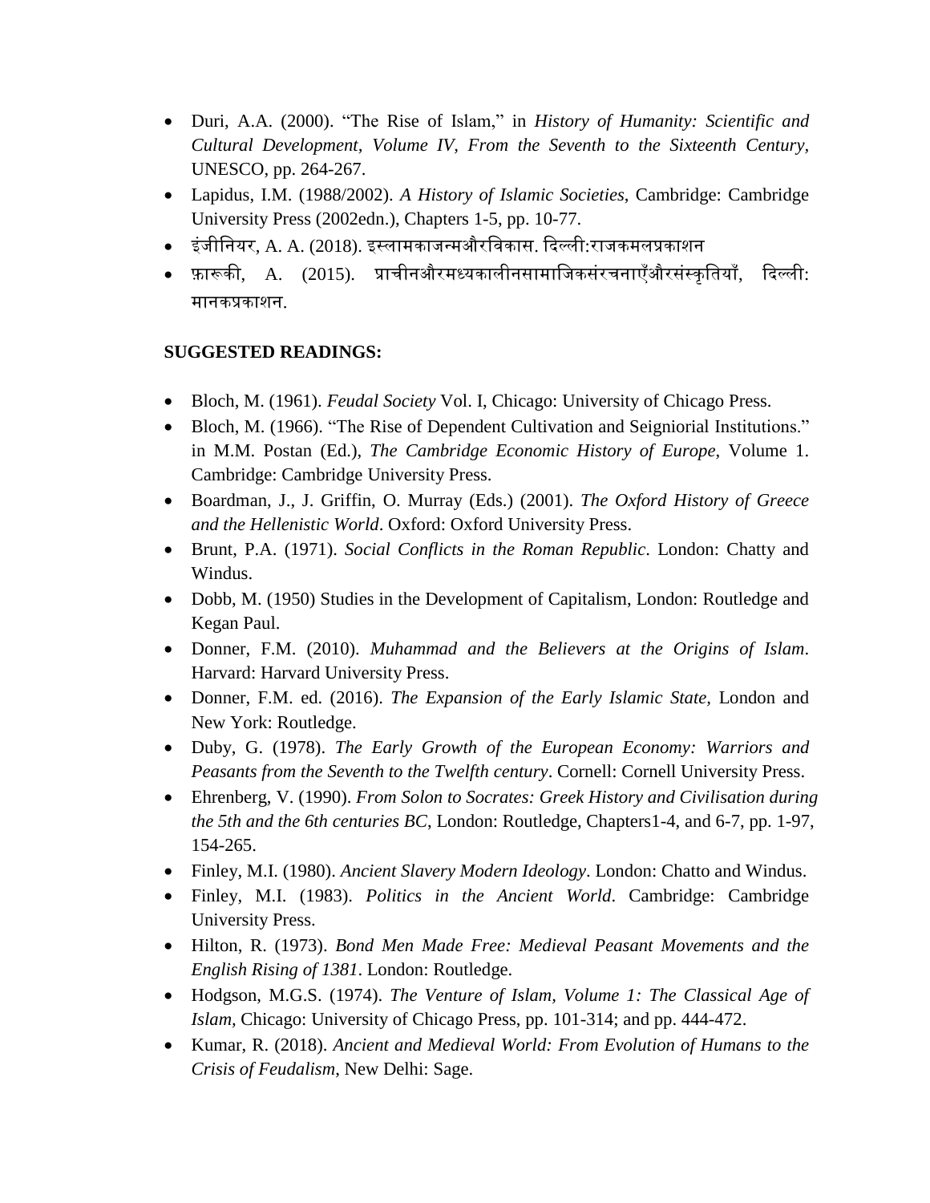- Duri, A.A. (2000). "The Rise of Islam," in *History of Humanity: Scientific and Cultural Development, Volume IV, From the Seventh to the Sixteenth Century,* UNESCO, pp. 264-267.
- Lapidus, I.M. (1988/2002). *A History of Islamic Societies*, Cambridge: Cambridge University Press (2002edn.), Chapters 1-5, pp. 10-77.
- इंजीनियर, A. A. (2018). इस्लामकाजन्मऔरविकास. दिल्ली:राजकमलप्रकाशन
- फ़ारूकी, A. (2015). प्राचीनऔरमध्यकालीनसामाजिकसंरचनाएँऔरसंस्कृतियाँ, दिल्ली: मानकप्रकाशन.

**SUGGESTED READINGS:**

- Bloch, M. (1961). *Feudal Society* Vol. I, Chicago: University of Chicago Press.
- Bloch, M. (1966). "The Rise of Dependent Cultivation and Seigniorial Institutions." in M.M. Postan (Ed.), *The Cambridge Economic History of Europe*, Volume 1. Cambridge: Cambridge University Press.
- Boardman, J., J. Griffin, O. Murray (Eds.) (2001). *The Oxford History of Greece and the Hellenistic World*. Oxford: Oxford University Press.
- Brunt, P.A. (1971). *Social Conflicts in the Roman Republic*. London: Chatty and Windus.
- Dobb, M. (1950) Studies in the Development of Capitalism, London: Routledge and Kegan Paul.
- Donner, F.M. (2010). *Muhammad and the Believers at the Origins of Islam*. Harvard: Harvard University Press.
- Donner, F.M. ed. (2016). *The Expansion of the Early Islamic State*, London and New York: Routledge.
- Duby, G. (1978). *The Early Growth of the European Economy: Warriors and Peasants from the Seventh to the Twelfth century*. Cornell: Cornell University Press.
- Ehrenberg, V. (1990). *From Solon to Socrates: Greek History and Civilisation during the 5th and the 6th centuries BC*, London: Routledge, Chapters1-4, and 6-7, pp. 1-97, 154-265.
- Finley, M.I. (1980). *Ancient Slavery Modern Ideology*. London: Chatto and Windus.
- Finley, M.I. (1983). *Politics in the Ancient World*. Cambridge: Cambridge University Press.
- Hilton, R. (1973). *Bond Men Made Free: Medieval Peasant Movements and the English Rising of 1381*. London: Routledge.
- Hodgson, M.G.S. (1974). *The Venture of Islam, Volume 1: The Classical Age of Islam,* Chicago: University of Chicago Press, pp. 101-314; and pp. 444-472.
- Kumar, R. (2018). *Ancient and Medieval World: From Evolution of Humans to the Crisis of Feudalism*, New Delhi: Sage.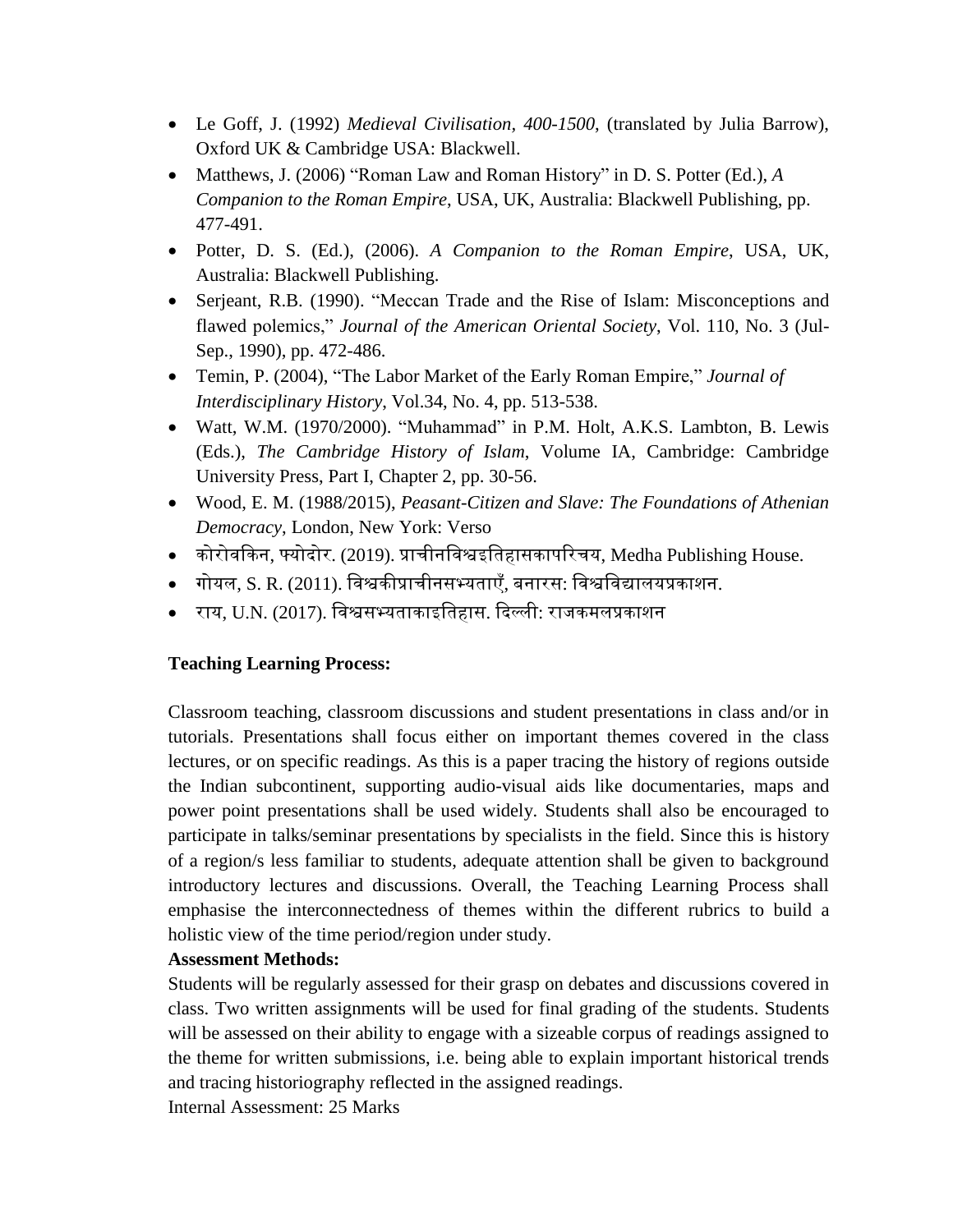- Le Goff, J. (1992) *Medieval Civilisation, 400-1500*, (translated by Julia Barrow), Oxford UK & Cambridge USA: Blackwell.
- Matthews, J. (2006) "Roman Law and Roman History" in D. S. Potter (Ed.), *A Companion to the Roman Empire*, USA, UK, Australia: Blackwell Publishing, pp. 477-491.
- Potter, D. S. (Ed.), (2006). *A Companion to the Roman Empire*, USA, UK, Australia: Blackwell Publishing.
- Serjeant, R.B. (1990). "Meccan Trade and the Rise of Islam: Misconceptions and flawed polemics," *Journal of the American Oriental Society*, Vol. 110, No. 3 (Jul-Sep., 1990), pp. 472-486.
- Temin, P. (2004), "The Labor Market of the Early Roman Empire," *Journal of Interdisciplinary History*, Vol.34, No. 4, pp. 513-538.
- Watt, W.M. (1970/2000). "Muhammad" in P.M. Holt, A.K.S. Lambton, B. Lewis (Eds.), *The Cambridge History of Islam*, Volume IA, Cambridge: Cambridge University Press, Part I, Chapter 2, pp. 30-56.
- Wood, E. M. (1988/2015), *Peasant-Citizen and Slave: The Foundations of Athenian Democracy*, London, New York: Verso
- कोरोवकिन, फ्योदोर. (2019). प्राचीनविश्वइतिहासकापरिचय, Medha Publishing House.
- गोयल, S. R. (2011). विश्वकीप्राचीनसभ्यताएँ, बनारस: विश्वविद्यालयप्रकाशन.
- राय, U.N. (2017). विश्वसभ्यताकाइतिहास. दिल्ली: राजकमलप्रकाशन

**Teaching Learning Process:**

Classroom teaching, classroom discussions and student presentations in class and/or in tutorials. Presentations shall focus either on important themes covered in the class lectures, or on specific readings. As this is a paper tracing the history of regions outside the Indian subcontinent, supporting audio-visual aids like documentaries, maps and power point presentations shall be used widely. Students shall also be encouraged to participate in talks/seminar presentations by specialists in the field. Since this is history of a region/s less familiar to students, adequate attention shall be given to background introductory lectures and discussions. Overall, the Teaching Learning Process shall emphasise the interconnectedness of themes within the different rubrics to build a holistic view of the time period/region under study.

**Assessment Methods:**

Students will be regularly assessed for their grasp on debates and discussions covered in class. Two written assignments will be used for final grading of the students. Students will be assessed on their ability to engage with a sizeable corpus of readings assigned to the theme for written submissions, i.e. being able to explain important historical trends and tracing historiography reflected in the assigned readings.

Internal Assessment: 25 Marks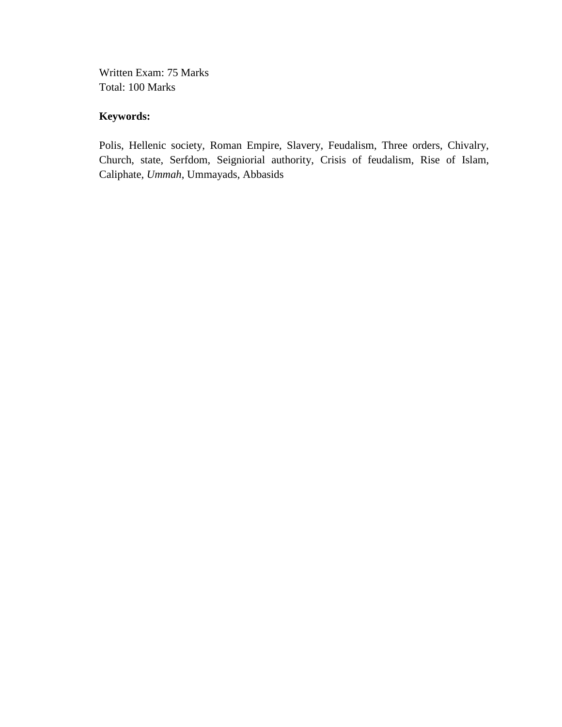Written Exam: 75 Marks
Total: 100 Marks

**Keywords:**

Polis, Hellenic society, Roman Empire, Slavery, Feudalism, Three orders, Chivalry, Church, state, Serfdom, Seigniorial authority, Crisis of feudalism, Rise of Islam, Caliphate, *Ummah*, Ummayads, Abbasids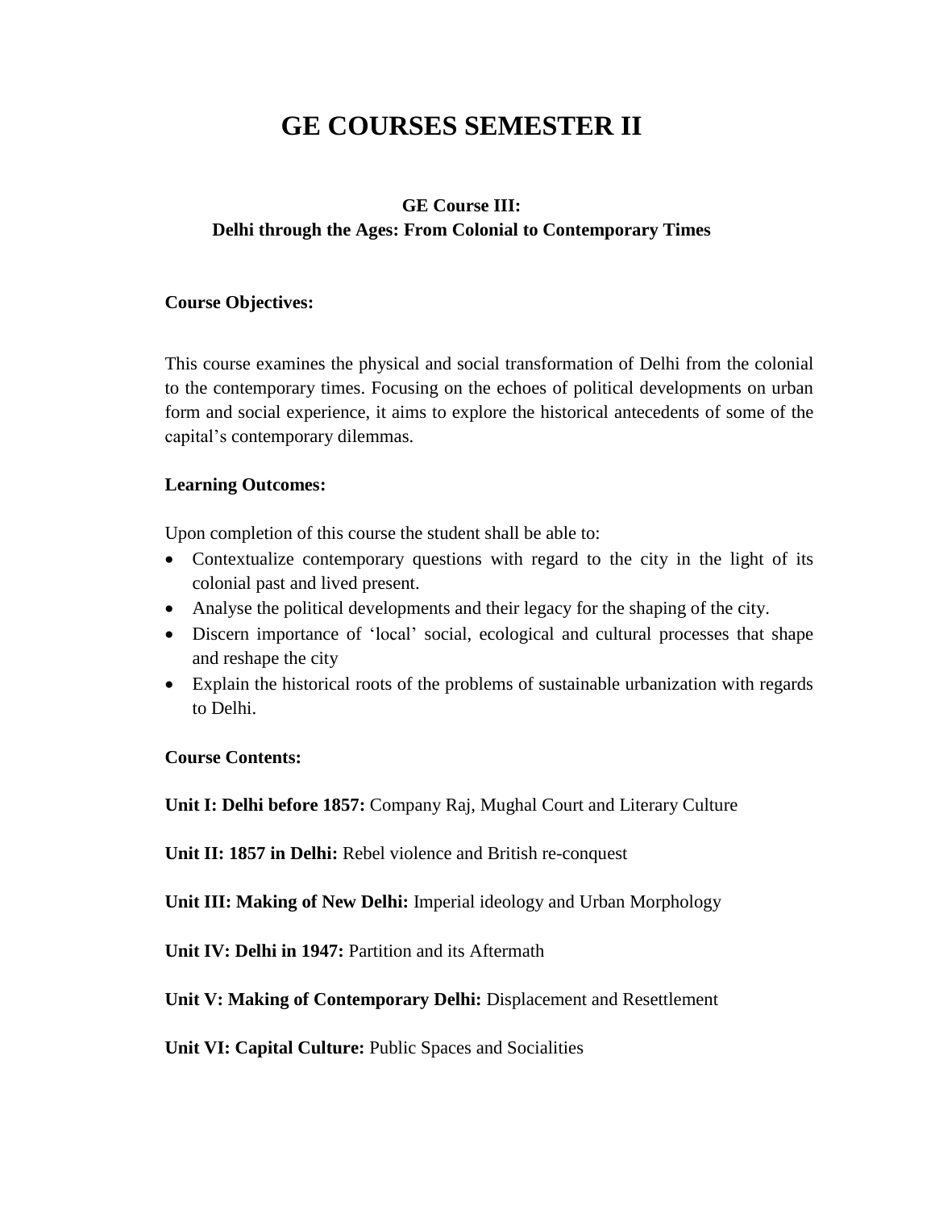# GE COURSES SEMESTER II

## GE Course III:
## Delhi through the Ages: From Colonial to Contemporary Times

**Course Objectives:**

This course examines the physical and social transformation of Delhi from the colonial to the contemporary times. Focusing on the echoes of political developments on urban form and social experience, it aims to explore the historical antecedents of some of the capital's contemporary dilemmas.

**Learning Outcomes:**

Upon completion of this course the student shall be able to:

- Contextualize contemporary questions with regard to the city in the light of its colonial past and lived present.
- Analyse the political developments and their legacy for the shaping of the city.
- Discern importance of 'local' social, ecological and cultural processes that shape and reshape the city
- Explain the historical roots of the problems of sustainable urbanization with regards to Delhi.

**Course Contents:**

**Unit I: Delhi before 1857:** Company Raj, Mughal Court and Literary Culture

**Unit II: 1857 in Delhi:** Rebel violence and British re-conquest

**Unit III: Making of New Delhi:** Imperial ideology and Urban Morphology

**Unit IV: Delhi in 1947:** Partition and its Aftermath

**Unit V: Making of Contemporary Delhi:** Displacement and Resettlement

**Unit VI: Capital Culture:** Public Spaces and Socialities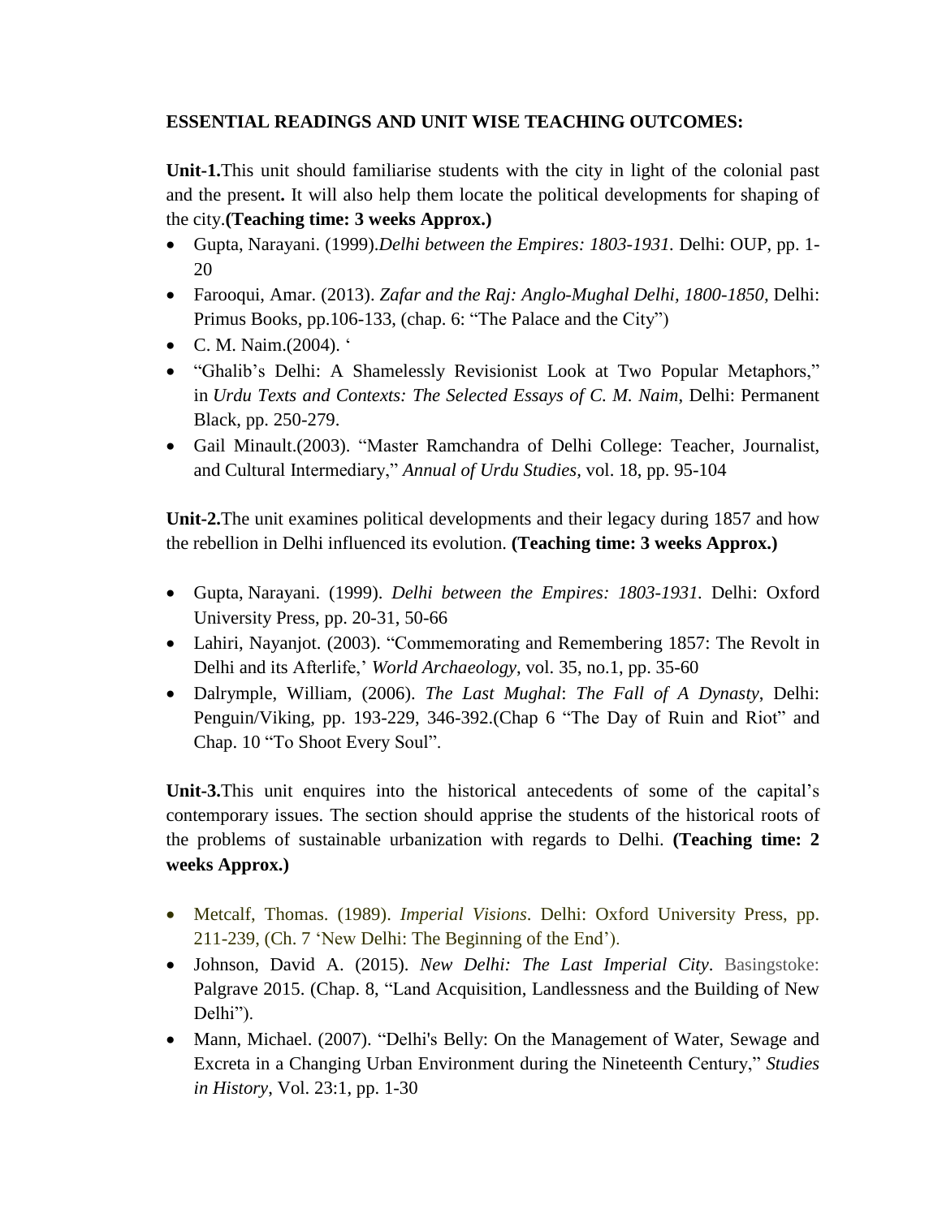**ESSENTIAL READINGS AND UNIT WISE TEACHING OUTCOMES:**

**Unit-1.**This unit should familiarise students with the city in light of the colonial past and the present**.** It will also help them locate the political developments for shaping of the city.**(Teaching time: 3 weeks Approx.)**

- Gupta, Narayani. (1999).*Delhi between the Empires: 1803-1931.* Delhi: OUP, pp. 1-20
- Farooqui, Amar. (2013). *Zafar and the Raj: Anglo-Mughal Delhi, 1800-1850,* Delhi: Primus Books, pp.106-133, (chap. 6: "The Palace and the City")
- C. M. Naim.(2004). '
- "Ghalib's Delhi: A Shamelessly Revisionist Look at Two Popular Metaphors," in *Urdu Texts and Contexts: The Selected Essays of C. M. Naim*, Delhi: Permanent Black, pp. 250-279.
- Gail Minault.(2003). "Master Ramchandra of Delhi College: Teacher, Journalist, and Cultural Intermediary," *Annual of Urdu Studies*, vol. 18, pp. 95-104

**Unit-2.**The unit examines political developments and their legacy during 1857 and how the rebellion in Delhi influenced its evolution. **(Teaching time: 3 weeks Approx.)**

- Gupta, Narayani. (1999). *Delhi between the Empires: 1803-1931.* Delhi: Oxford University Press, pp. 20-31, 50-66
- Lahiri, Nayanjot. (2003). "Commemorating and Remembering 1857: The Revolt in Delhi and its Afterlife,' *World Archaeology*, vol. 35, no.1, pp. 35-60
- Dalrymple, William, (2006). *The Last Mughal*: *The Fall of A Dynasty*, Delhi: Penguin/Viking, pp. 193-229, 346-392.(Chap 6 "The Day of Ruin and Riot" and Chap. 10 "To Shoot Every Soul".

**Unit-3.**This unit enquires into the historical antecedents of some of the capital's contemporary issues. The section should apprise the students of the historical roots of the problems of sustainable urbanization with regards to Delhi. **(Teaching time: 2 weeks Approx.)**

- Metcalf, Thomas. (1989). *Imperial Visions*. Delhi: Oxford University Press, pp. 211-239, (Ch. 7 'New Delhi: The Beginning of the End').
- Johnson, David A. (2015). *New Delhi: The Last Imperial City*. Basingstoke: Palgrave 2015. (Chap. 8, "Land Acquisition, Landlessness and the Building of New Delhi").
- Mann, Michael. (2007). "Delhi's Belly: On the Management of Water, Sewage and Excreta in a Changing Urban Environment during the Nineteenth Century," *Studies in History*, Vol. 23:1, pp. 1-30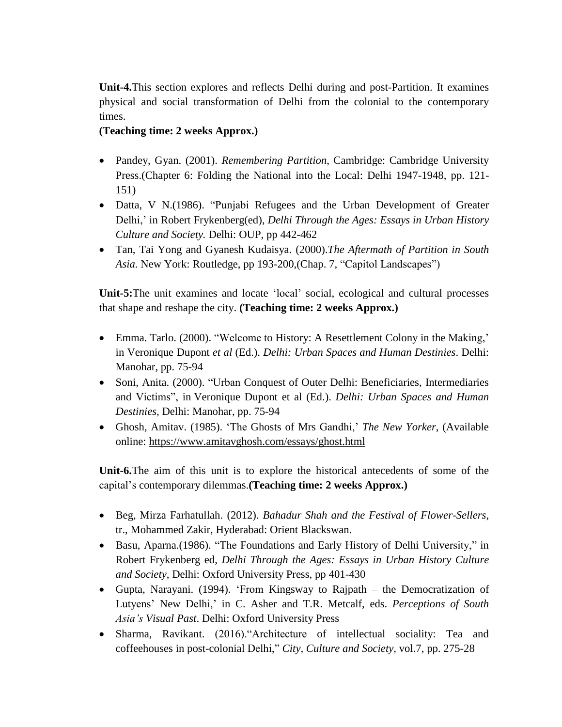**Unit-4.**This section explores and reflects Delhi during and post-Partition. It examines physical and social transformation of Delhi from the colonial to the contemporary times.

**(Teaching time: 2 weeks Approx.)**

- Pandey, Gyan. (2001). *Remembering Partition*, Cambridge: Cambridge University Press.(Chapter 6: Folding the National into the Local: Delhi 1947-1948, pp. 121-151)
- Datta, V N.(1986). "Punjabi Refugees and the Urban Development of Greater Delhi,' in Robert Frykenberg(ed), *Delhi Through the Ages: Essays in Urban History Culture and Society.* Delhi: OUP, pp 442-462
- Tan, Tai Yong and Gyanesh Kudaisya. (2000).*The Aftermath of Partition in South Asia.* New York: Routledge, pp 193-200,(Chap. 7, "Capitol Landscapes")

**Unit-5:**The unit examines and locate 'local' social, ecological and cultural processes that shape and reshape the city. **(Teaching time: 2 weeks Approx.)**

- Emma. Tarlo. (2000). "Welcome to History: A Resettlement Colony in the Making,' in Veronique Dupont *et al* (Ed.). *Delhi: Urban Spaces and Human Destinies*. Delhi: Manohar, pp. 75-94
- Soni, Anita. (2000). "Urban Conquest of Outer Delhi: Beneficiaries, Intermediaries and Victims", in Veronique Dupont et al (Ed.). *Delhi: Urban Spaces and Human Destinies,* Delhi: Manohar, pp. 75-94
- Ghosh, Amitav. (1985). 'The Ghosts of Mrs Gandhi,' *The New Yorker*, (Available online: https://www.amitavghosh.com/essays/ghost.html

**Unit-6.**The aim of this unit is to explore the historical antecedents of some of the capital's contemporary dilemmas.**(Teaching time: 2 weeks Approx.)**

- Beg, Mirza Farhatullah. (2012). *Bahadur Shah and the Festival of Flower-Sellers*, tr., Mohammed Zakir, Hyderabad: Orient Blackswan.
- Basu, Aparna.(1986). "The Foundations and Early History of Delhi University," in Robert Frykenberg ed, *Delhi Through the Ages: Essays in Urban History Culture and Society*, Delhi: Oxford University Press, pp 401-430
- Gupta, Narayani. (1994). 'From Kingsway to Rajpath – the Democratization of Lutyens' New Delhi,' in C. Asher and T.R. Metcalf, eds. *Perceptions of South Asia's Visual Past*. Delhi: Oxford University Press
- Sharma, Ravikant. (2016)."Architecture of intellectual sociality: Tea and coffeehouses in post-colonial Delhi," *City, Culture and Society,* vol.7, pp. 275-28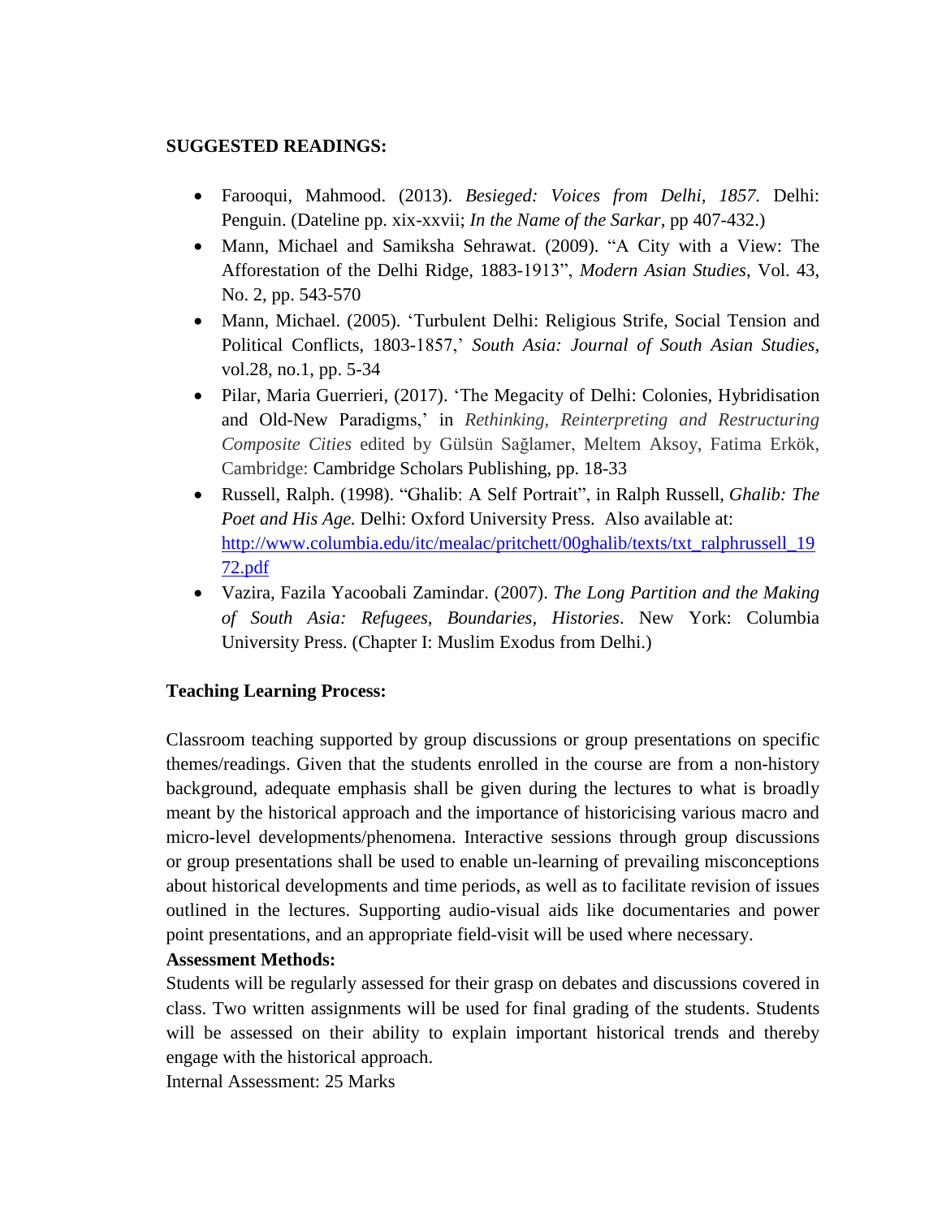**SUGGESTED READINGS:**

- Farooqui, Mahmood. (2013). *Besieged: Voices from Delhi, 1857.* Delhi: Penguin. (Dateline pp. xix-xxvii; *In the Name of the Sarkar*, pp 407-432.)
- Mann, Michael and Samiksha Sehrawat. (2009). "A City with a View: The Afforestation of the Delhi Ridge, 1883-1913", *Modern Asian Studies*, Vol. 43, No. 2, pp. 543-570
- Mann, Michael. (2005). 'Turbulent Delhi: Religious Strife, Social Tension and Political Conflicts, 1803-1857,' *South Asia: Journal of South Asian Studies*, vol.28, no.1, pp. 5-34
- Pilar, Maria Guerrieri, (2017). 'The Megacity of Delhi: Colonies, Hybridisation and Old-New Paradigms,' in *Rethinking, Reinterpreting and Restructuring Composite Cities* edited by Gülsün Sağlamer, Meltem Aksoy, Fatima Erkök, Cambridge: Cambridge Scholars Publishing, pp. 18-33
- Russell, Ralph. (1998). "Ghalib: A Self Portrait", in Ralph Russell, *Ghalib: The Poet and His Age.* Delhi: Oxford University Press. Also available at: http://www.columbia.edu/itc/mealac/pritchett/00ghalib/texts/txt_ralphrussell_1972.pdf
- Vazira, Fazila Yacoobali Zamindar. (2007). *The Long Partition and the Making of South Asia: Refugees, Boundaries, Histories*. New York: Columbia University Press. (Chapter I: Muslim Exodus from Delhi.)

**Teaching Learning Process:**

Classroom teaching supported by group discussions or group presentations on specific themes/readings. Given that the students enrolled in the course are from a non-history background, adequate emphasis shall be given during the lectures to what is broadly meant by the historical approach and the importance of historicising various macro and micro-level developments/phenomena. Interactive sessions through group discussions or group presentations shall be used to enable un-learning of prevailing misconceptions about historical developments and time periods, as well as to facilitate revision of issues outlined in the lectures. Supporting audio-visual aids like documentaries and power point presentations, and an appropriate field-visit will be used where necessary.

**Assessment Methods:**

Students will be regularly assessed for their grasp on debates and discussions covered in class. Two written assignments will be used for final grading of the students. Students will be assessed on their ability to explain important historical trends and thereby engage with the historical approach.

Internal Assessment: 25 Marks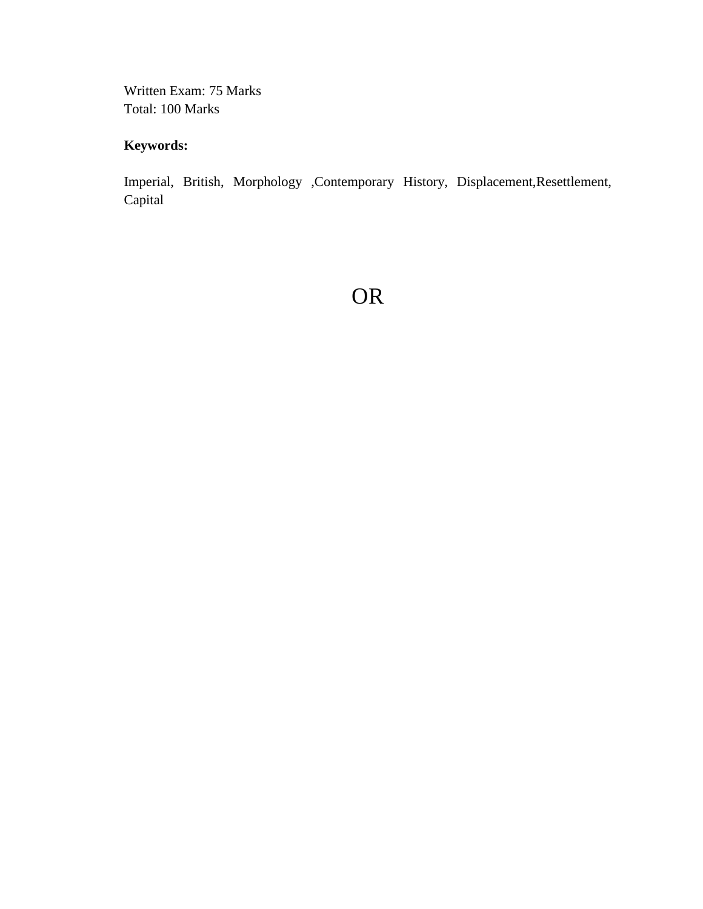Written Exam: 75 Marks
Total: 100 Marks

**Keywords:**

Imperial, British, Morphology ,Contemporary History, Displacement,Resettlement, Capital

OR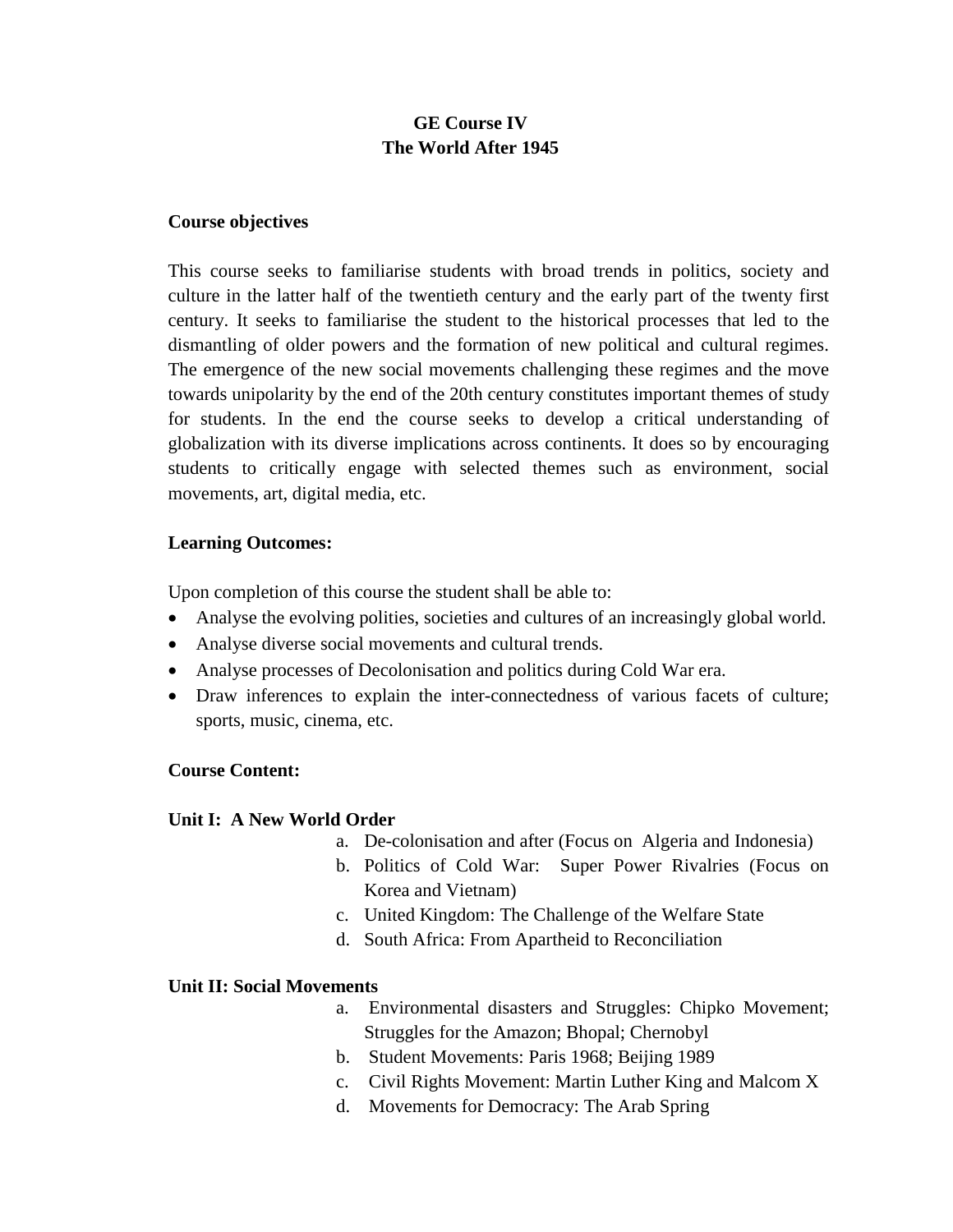# GE Course IV
# The World After 1945

**Course objectives**

This course seeks to familiarise students with broad trends in politics, society and culture in the latter half of the twentieth century and the early part of the twenty first century. It seeks to familiarise the student to the historical processes that led to the dismantling of older powers and the formation of new political and cultural regimes. The emergence of the new social movements challenging these regimes and the move towards unipolarity by the end of the 20th century constitutes important themes of study for students. In the end the course seeks to develop a critical understanding of globalization with its diverse implications across continents. It does so by encouraging students to critically engage with selected themes such as environment, social movements, art, digital media, etc.

**Learning Outcomes:**

Upon completion of this course the student shall be able to:

- Analyse the evolving polities, societies and cultures of an increasingly global world.
- Analyse diverse social movements and cultural trends.
- Analyse processes of Decolonisation and politics during Cold War era.
- Draw inferences to explain the inter-connectedness of various facets of culture; sports, music, cinema, etc.

**Course Content:**

**Unit I: A New World Order**

a. De-colonisation and after (Focus on Algeria and Indonesia)
b. Politics of Cold War: Super Power Rivalries (Focus on Korea and Vietnam)
c. United Kingdom: The Challenge of the Welfare State
d. South Africa: From Apartheid to Reconciliation

**Unit II: Social Movements**

a. Environmental disasters and Struggles: Chipko Movement; Struggles for the Amazon; Bhopal; Chernobyl
b. Student Movements: Paris 1968; Beijing 1989
c. Civil Rights Movement: Martin Luther King and Malcom X
d. Movements for Democracy: The Arab Spring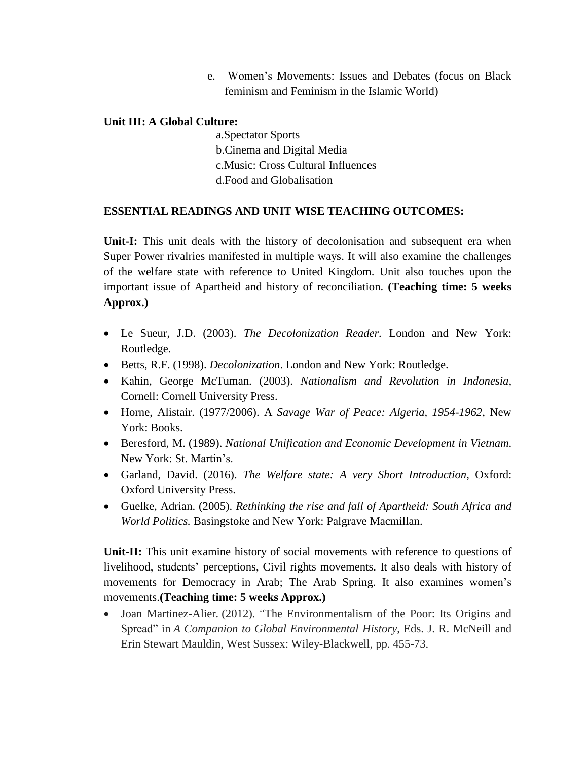e. Women's Movements: Issues and Debates (focus on Black feminism and Feminism in the Islamic World)

**Unit III: A Global Culture:**

a.Spectator Sports
b.Cinema and Digital Media
c.Music: Cross Cultural Influences
d.Food and Globalisation

**ESSENTIAL READINGS AND UNIT WISE TEACHING OUTCOMES:**

**Unit-I:** This unit deals with the history of decolonisation and subsequent era when Super Power rivalries manifested in multiple ways. It will also examine the challenges of the welfare state with reference to United Kingdom. Unit also touches upon the important issue of Apartheid and history of reconciliation. **(Teaching time: 5 weeks Approx.)**

- Le Sueur, J.D. (2003). *The Decolonization Reader*. London and New York: Routledge.
- Betts, R.F. (1998). *Decolonization*. London and New York: Routledge.
- Kahin, George McTuman. (2003). *Nationalism and Revolution in Indonesia*, Cornell: Cornell University Press.
- Horne, Alistair. (1977/2006). A *Savage War of Peace: Algeria, 1954-1962*, New York: Books.
- Beresford, M. (1989). *National Unification and Economic Development in Vietnam*. New York: St. Martin's.
- Garland, David. (2016). *The Welfare state: A very Short Introduction*, Oxford: Oxford University Press.
- Guelke, Adrian. (2005). *Rethinking the rise and fall of Apartheid: South Africa and World Politics.* Basingstoke and New York: Palgrave Macmillan.

**Unit-II:** This unit examine history of social movements with reference to questions of livelihood, students' perceptions, Civil rights movements. It also deals with history of movements for Democracy in Arab; The Arab Spring. It also examines women's movements.**(Teaching time: 5 weeks Approx.)**

- Joan Martinez-Alier. (2012). "The Environmentalism of the Poor: Its Origins and Spread" in *A Companion to Global Environmental History*, Eds. J. R. McNeill and Erin Stewart Mauldin, West Sussex: Wiley-Blackwell, pp. 455-73.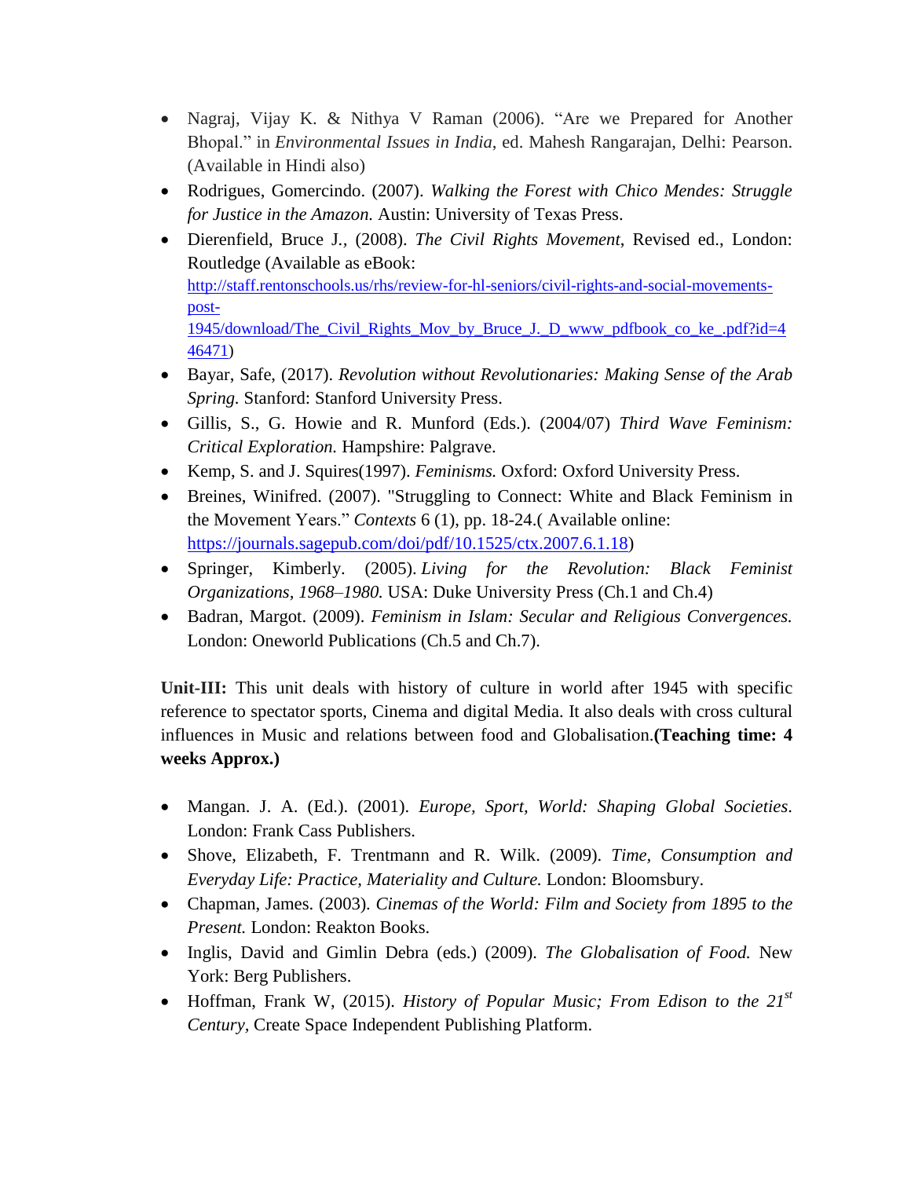- Nagraj, Vijay K. & Nithya V Raman (2006). "Are we Prepared for Another Bhopal." in *Environmental Issues in India*, ed. Mahesh Rangarajan, Delhi: Pearson. (Available in Hindi also)
- Rodrigues, Gomercindo. (2007). *Walking the Forest with Chico Mendes: Struggle for Justice in the Amazon.* Austin: University of Texas Press.
- Dierenfield, Bruce J., (2008). *The Civil Rights Movement*, Revised ed., London: Routledge (Available as eBook: [http://staff.rentonschools.us/rhs/review-for-hl-seniors/civil-rights-and-social-movements-post-1945/download/The_Civil_Rights_Mov_by_Bruce_J._D_www_pdfbook_co_ke_.pdf?id=446471](http://staff.rentonschools.us/rhs/review-for-hl-seniors/civil-rights-and-social-movements-post-1945/download/The_Civil_Rights_Mov_by_Bruce_J._D_www_pdfbook_co_ke_.pdf?id=446471))
- Bayar, Safe, (2017). *Revolution without Revolutionaries: Making Sense of the Arab Spring.* Stanford: Stanford University Press.
- Gillis, S., G. Howie and R. Munford (Eds.). (2004/07) *Third Wave Feminism: Critical Exploration.* Hampshire: Palgrave.
- Kemp, S. and J. Squires(1997). *Feminisms.* Oxford: Oxford University Press.
- Breines, Winifred. (2007). "Struggling to Connect: White and Black Feminism in the Movement Years." *Contexts* 6 (1), pp. 18-24.( Available online: [https://journals.sagepub.com/doi/pdf/10.1525/ctx.2007.6.1.18](https://journals.sagepub.com/doi/pdf/10.1525/ctx.2007.6.1.18))
- Springer, Kimberly. (2005). *Living for the Revolution: Black Feminist Organizations, 1968–1980.* USA: Duke University Press (Ch.1 and Ch.4)
- Badran, Margot. (2009). *Feminism in Islam: Secular and Religious Convergences.* London: Oneworld Publications (Ch.5 and Ch.7).

**Unit-III:** This unit deals with history of culture in world after 1945 with specific reference to spectator sports, Cinema and digital Media. It also deals with cross cultural influences in Music and relations between food and Globalisation.**(Teaching time: 4 weeks Approx.)**

- Mangan. J. A. (Ed.). (2001). *Europe, Sport, World: Shaping Global Societies*. London: Frank Cass Publishers.
- Shove, Elizabeth, F. Trentmann and R. Wilk. (2009). *Time, Consumption and Everyday Life: Practice, Materiality and Culture.* London: Bloomsbury.
- Chapman, James. (2003). *Cinemas of the World: Film and Society from 1895 to the Present.* London: Reakton Books.
- Inglis, David and Gimlin Debra (eds.) (2009). *The Globalisation of Food.* New York: Berg Publishers.
- Hoffman, Frank W, (2015). *History of Popular Music; From Edison to the 21st Century*, Create Space Independent Publishing Platform.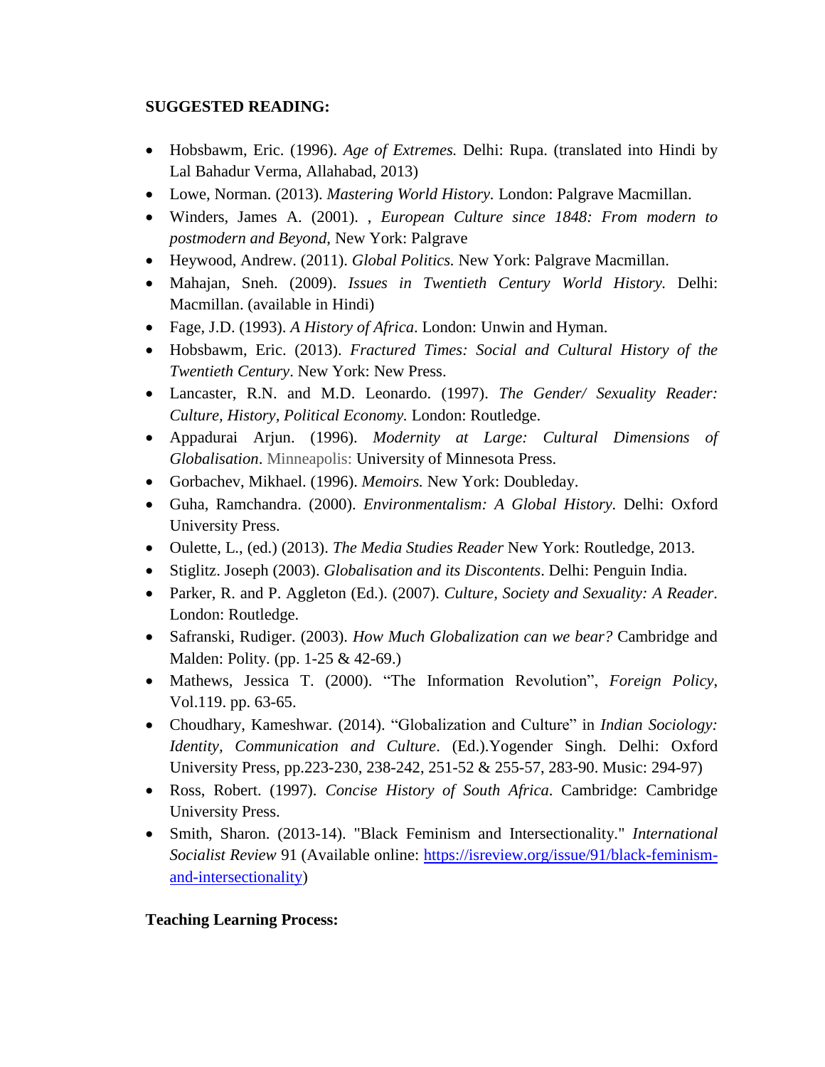**SUGGESTED READING:**

- Hobsbawm, Eric. (1996). *Age of Extremes.* Delhi: Rupa. (translated into Hindi by Lal Bahadur Verma, Allahabad, 2013)
- Lowe, Norman. (2013). *Mastering World History.* London: Palgrave Macmillan.
- Winders, James A. (2001). , *European Culture since 1848: From modern to postmodern and Beyond*, New York: Palgrave
- Heywood, Andrew. (2011). *Global Politics.* New York: Palgrave Macmillan.
- Mahajan, Sneh. (2009). *Issues in Twentieth Century World History.* Delhi: Macmillan. (available in Hindi)
- Fage, J.D. (1993). *A History of Africa*. London: Unwin and Hyman.
- Hobsbawm, Eric. (2013). *Fractured Times: Social and Cultural History of the Twentieth Century*. New York: New Press.
- Lancaster, R.N. and M.D. Leonardo. (1997). *The Gender/ Sexuality Reader: Culture, History, Political Economy.* London: Routledge.
- Appadurai Arjun. (1996). *Modernity at Large: Cultural Dimensions of Globalisation*. Minneapolis: University of Minnesota Press.
- Gorbachev, Mikhael. (1996). *Memoirs.* New York: Doubleday.
- Guha, Ramchandra. (2000). *Environmentalism: A Global History.* Delhi: Oxford University Press.
- Oulette, L., (ed.) (2013). *The Media Studies Reader* New York: Routledge, 2013.
- Stiglitz. Joseph (2003). *Globalisation and its Discontents*. Delhi: Penguin India.
- Parker, R. and P. Aggleton (Ed.). (2007). *Culture, Society and Sexuality: A Reader*. London: Routledge.
- Safranski, Rudiger. (2003). *How Much Globalization can we bear?* Cambridge and Malden: Polity. (pp. 1-25 & 42-69.)
- Mathews, Jessica T. (2000). "The Information Revolution", *Foreign Policy*, Vol.119. pp. 63-65.
- Choudhary, Kameshwar. (2014). "Globalization and Culture" in *Indian Sociology: Identity, Communication and Culture*. (Ed.).Yogender Singh. Delhi: Oxford University Press, pp.223-230, 238-242, 251-52 & 255-57, 283-90. Music: 294-97)
- Ross, Robert. (1997). *Concise History of South Africa*. Cambridge: Cambridge University Press.
- Smith, Sharon. (2013-14). "Black Feminism and Intersectionality." *International Socialist Review* 91 (Available online: [https://isreview.org/issue/91/black-feminism-and-intersectionality](https://isreview.org/issue/91/black-feminism-and-intersectionality))

**Teaching Learning Process:**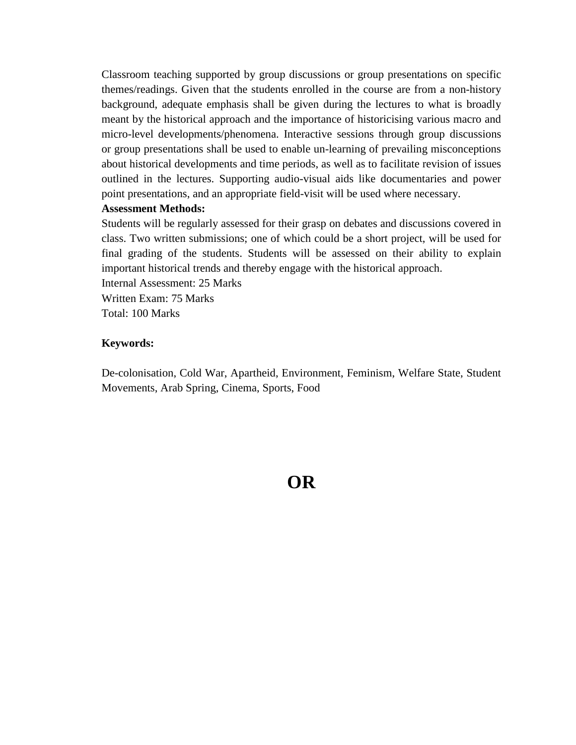Classroom teaching supported by group discussions or group presentations on specific themes/readings. Given that the students enrolled in the course are from a non-history background, adequate emphasis shall be given during the lectures to what is broadly meant by the historical approach and the importance of historicising various macro and micro-level developments/phenomena. Interactive sessions through group discussions or group presentations shall be used to enable un-learning of prevailing misconceptions about historical developments and time periods, as well as to facilitate revision of issues outlined in the lectures. Supporting audio-visual aids like documentaries and power point presentations, and an appropriate field-visit will be used where necessary.

**Assessment Methods:**

Students will be regularly assessed for their grasp on debates and discussions covered in class. Two written submissions; one of which could be a short project, will be used for final grading of the students. Students will be assessed on their ability to explain important historical trends and thereby engage with the historical approach.

Internal Assessment: 25 Marks

Written Exam: 75 Marks

Total: 100 Marks

**Keywords:**

De-colonisation, Cold War, Apartheid, Environment, Feminism, Welfare State, Student Movements, Arab Spring, Cinema, Sports, Food

# OR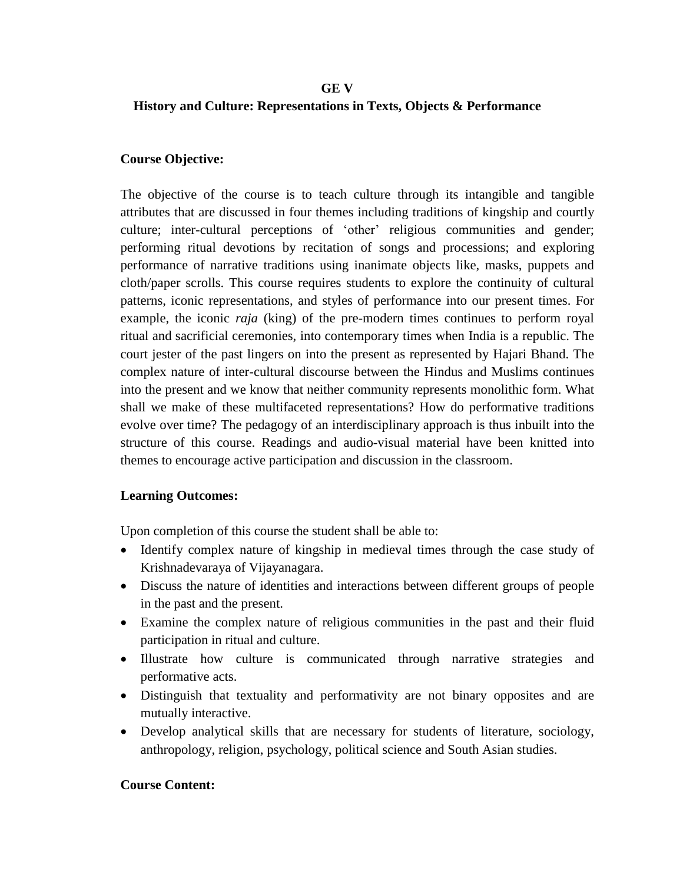# GE V

## History and Culture: Representations in Texts, Objects & Performance

**Course Objective:**

The objective of the course is to teach culture through its intangible and tangible attributes that are discussed in four themes including traditions of kingship and courtly culture; inter-cultural perceptions of 'other' religious communities and gender; performing ritual devotions by recitation of songs and processions; and exploring performance of narrative traditions using inanimate objects like, masks, puppets and cloth/paper scrolls. This course requires students to explore the continuity of cultural patterns, iconic representations, and styles of performance into our present times. For example, the iconic *raja* (king) of the pre-modern times continues to perform royal ritual and sacrificial ceremonies, into contemporary times when India is a republic. The court jester of the past lingers on into the present as represented by Hajari Bhand. The complex nature of inter-cultural discourse between the Hindus and Muslims continues into the present and we know that neither community represents monolithic form. What shall we make of these multifaceted representations? How do performative traditions evolve over time? The pedagogy of an interdisciplinary approach is thus inbuilt into the structure of this course. Readings and audio-visual material have been knitted into themes to encourage active participation and discussion in the classroom.

**Learning Outcomes:**

Upon completion of this course the student shall be able to:

- Identify complex nature of kingship in medieval times through the case study of Krishnadevaraya of Vijayanagara.
- Discuss the nature of identities and interactions between different groups of people in the past and the present.
- Examine the complex nature of religious communities in the past and their fluid participation in ritual and culture.
- Illustrate how culture is communicated through narrative strategies and performative acts.
- Distinguish that textuality and performativity are not binary opposites and are mutually interactive.
- Develop analytical skills that are necessary for students of literature, sociology, anthropology, religion, psychology, political science and South Asian studies.

**Course Content:**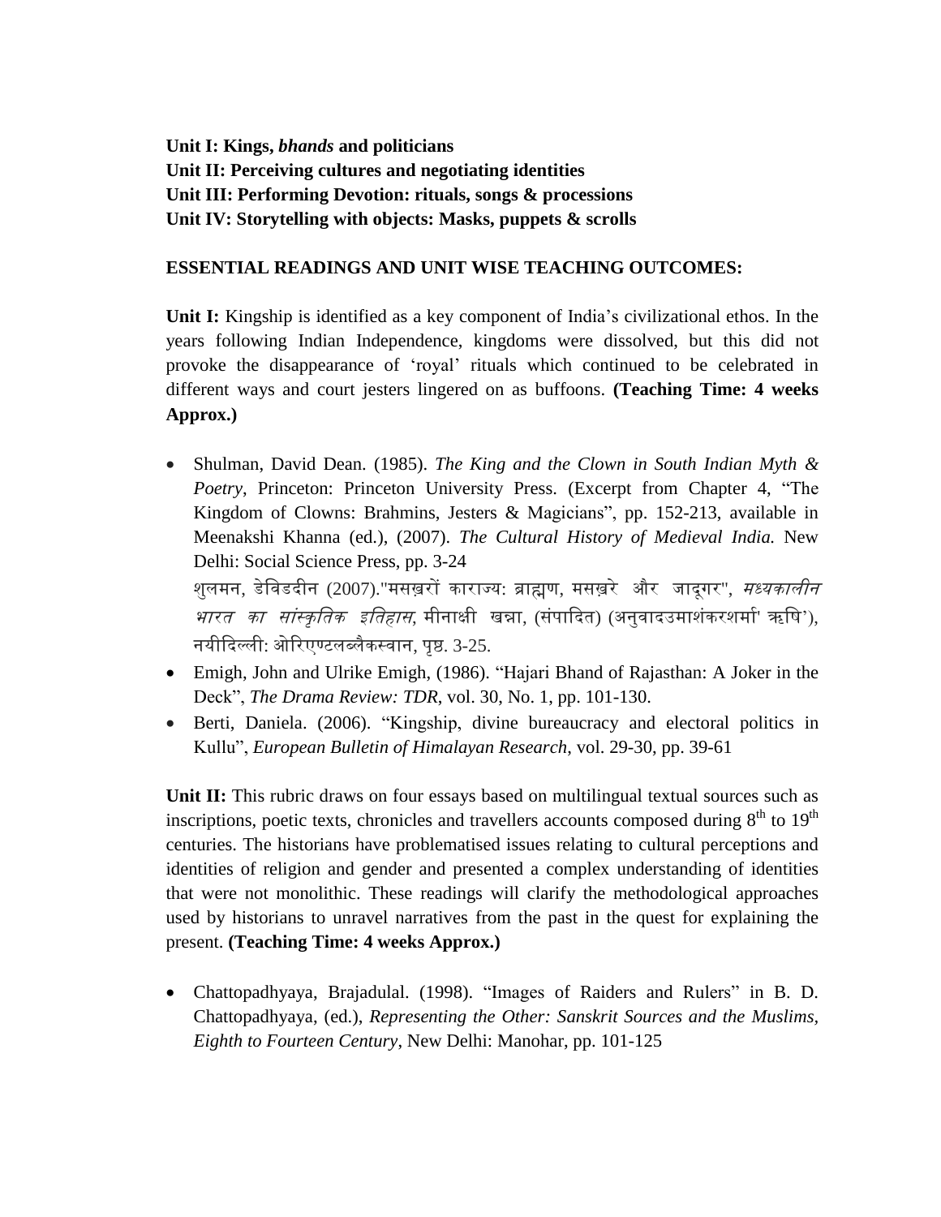**Unit I: Kings, *bhands* and politicians**
**Unit II: Perceiving cultures and negotiating identities**
**Unit III: Performing Devotion: rituals, songs & processions**
**Unit IV: Storytelling with objects: Masks, puppets & scrolls**

**ESSENTIAL READINGS AND UNIT WISE TEACHING OUTCOMES:**

**Unit I:** Kingship is identified as a key component of India's civilizational ethos. In the years following Indian Independence, kingdoms were dissolved, but this did not provoke the disappearance of 'royal' rituals which continued to be celebrated in different ways and court jesters lingered on as buffoons. **(Teaching Time: 4 weeks Approx.)**

- Shulman, David Dean. (1985). *The King and the Clown in South Indian Myth & Poetry*, Princeton: Princeton University Press. (Excerpt from Chapter 4, "The Kingdom of Clowns: Brahmins, Jesters & Magicians", pp. 152-213, available in Meenakshi Khanna (ed.), (2007). *The Cultural History of Medieval India.* New Delhi: Social Science Press, pp. 3-24
  शुलमन, डेविडदीन (2007)."मसख़रों काराज्य: ब्राह्मण, मसख़रे और जादूगर", *मध्यकालीन भारत का सांस्कृतिक इतिहास*, मीनाक्षी खन्ना, (संपादित) (अनुवादउमाशंकरशर्मा' ऋषि'), नयीदिल्ली: ओरिएण्टलब्लैकस्वान, पृष्ठ. 3-25.
- Emigh, John and Ulrike Emigh, (1986). "Hajari Bhand of Rajasthan: A Joker in the Deck", *The Drama Review: TDR*, vol. 30, No. 1, pp. 101-130.
- Berti, Daniela. (2006). "Kingship, divine bureaucracy and electoral politics in Kullu", *European Bulletin of Himalayan Research*, vol. 29-30, pp. 39-61

**Unit II:** This rubric draws on four essays based on multilingual textual sources such as inscriptions, poetic texts, chronicles and travellers accounts composed during 8th to 19th centuries. The historians have problematised issues relating to cultural perceptions and identities of religion and gender and presented a complex understanding of identities that were not monolithic. These readings will clarify the methodological approaches used by historians to unravel narratives from the past in the quest for explaining the present. **(Teaching Time: 4 weeks Approx.)**

- Chattopadhyaya, Brajadulal. (1998). "Images of Raiders and Rulers" in B. D. Chattopadhyaya, (ed.), *Representing the Other: Sanskrit Sources and the Muslims, Eighth to Fourteen Century*, New Delhi: Manohar, pp. 101-125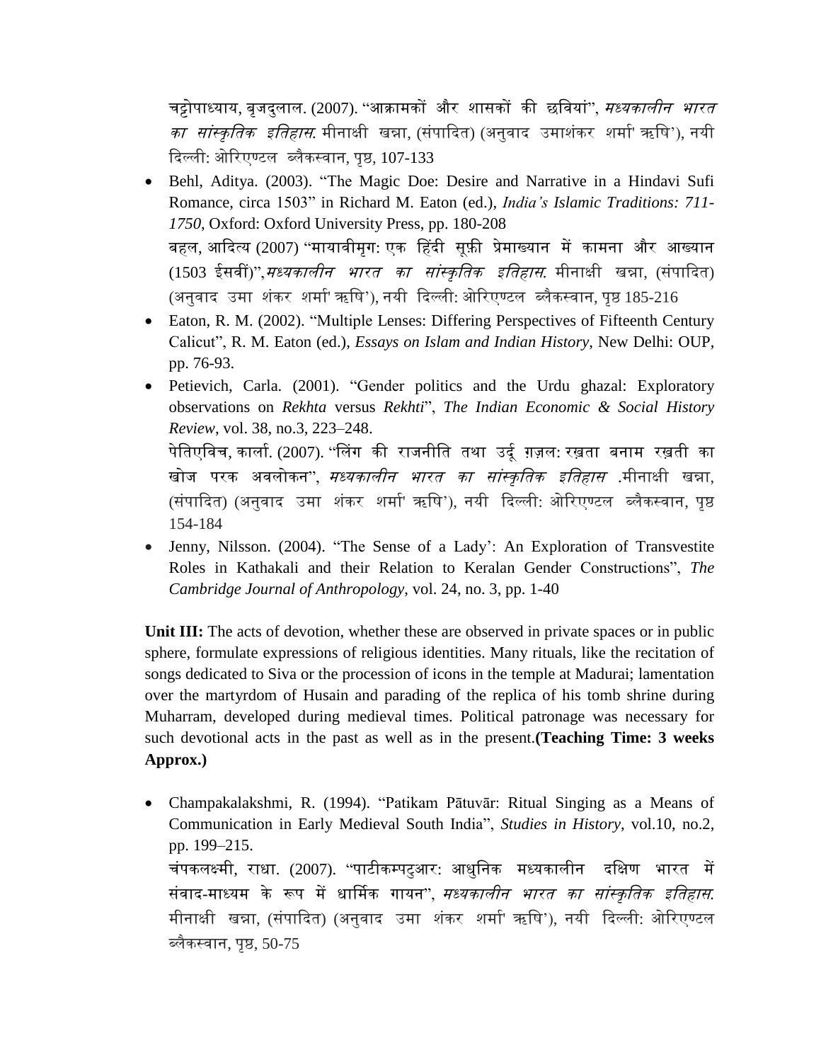चट्टोपाध्याय, बृजदुलाल. (2007). "आक्रामकों और शासकों की छवियां", *मध्यकालीन भारत का सांस्कृतिक इतिहास.* मीनाक्षी खन्ना, (संपादित) (अनुवाद उमाशंकर शर्मा' ऋषि'), नयी दिल्ली: ओरिएण्टल ब्लैकस्वान, पृष्ठ, 107-133

- Behl, Aditya. (2003). "The Magic Doe: Desire and Narrative in a Hindavi Sufi Romance, circa 1503" in Richard M. Eaton (ed.), *India's Islamic Traditions: 711-1750*, Oxford: Oxford University Press, pp. 180-208
  बहल, आदित्य (2007) "मायावीमृग: एक हिंदी सूफ़ी प्रेमाख्यान में कामना और आख्यान (1503 ईसवीं)",*मध्यकालीन भारत का सांस्कृतिक इतिहास.* मीनाक्षी खन्ना, (संपादित) (अनुवाद उमा शंकर शर्मा' ऋषि'), नयी दिल्ली: ओरिएण्टल ब्लैकस्वान, पृष्ठ 185-216
- Eaton, R. M. (2002). "Multiple Lenses: Differing Perspectives of Fifteenth Century Calicut", R. M. Eaton (ed.), *Essays on Islam and Indian History*, New Delhi: OUP, pp. 76-93.
- Petievich, Carla. (2001). "Gender politics and the Urdu ghazal: Exploratory observations on *Rekhta* versus *Rekhti*", *The Indian Economic & Social History Review*, vol. 38, no.3, 223–248.
  पेतिएविच, कार्ला. (2007). "लिंग की राजनीति तथा उर्दू ग़ज़ल: रख़ता बनाम रख़ती का खोज परक अवलोकन", *मध्यकालीन भारत का सांस्कृतिक इतिहास* .मीनाक्षी खन्ना, (संपादित) (अनुवाद उमा शंकर शर्मा' ऋषि'), नयी दिल्ली: ओरिएण्टल ब्लैकस्वान, पृष्ठ 154-184
- Jenny, Nilsson. (2004). "The Sense of a Lady': An Exploration of Transvestite Roles in Kathakali and their Relation to Keralan Gender Constructions", *The Cambridge Journal of Anthropology*, vol. 24, no. 3, pp. 1-40

**Unit III:** The acts of devotion, whether these are observed in private spaces or in public sphere, formulate expressions of religious identities. Many rituals, like the recitation of songs dedicated to Siva or the procession of icons in the temple at Madurai; lamentation over the martyrdom of Husain and parading of the replica of his tomb shrine during Muharram, developed during medieval times. Political patronage was necessary for such devotional acts in the past as well as in the present.**(Teaching Time: 3 weeks Approx.)**

- Champakalakshmi, R. (1994). "Patikam Pātuvār: Ritual Singing as a Means of Communication in Early Medieval South India", *Studies in History*, vol.10, no.2, pp. 199–215.
  चंपकलक्ष्मी, राधा. (2007). "पाटीकम्पटुआर: आधुनिक मध्यकालीन दक्षिण भारत में संवाद-माध्यम के रूप में धार्मिक गायन", *मध्यकालीन भारत का सांस्कृतिक इतिहास.* मीनाक्षी खन्ना, (संपादित) (अनुवाद उमा शंकर शर्मा' ऋषि'), नयी दिल्ली: ओरिएण्टल ब्लैकस्वान, पृष्ठ, 50-75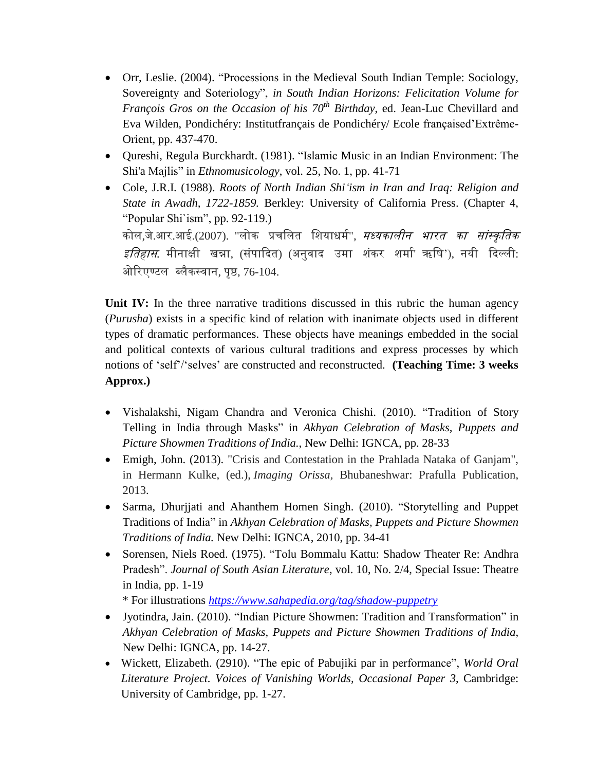- Orr, Leslie. (2004). "Processions in the Medieval South Indian Temple: Sociology, Sovereignty and Soteriology", *in South Indian Horizons: Felicitation Volume for François Gros on the Occasion of his 70th Birthday*, ed. Jean-Luc Chevillard and Eva Wilden, Pondichéry: Institutfrançais de Pondichéry/ Ecole françaised'Extrême-Orient, pp. 437-470.
- Qureshi, Regula Burckhardt. (1981). "Islamic Music in an Indian Environment: The Shi'a Majlis" in *Ethnomusicology*, vol. 25, No. 1, pp. 41-71
- Cole, J.R.I. (1988). *Roots of North Indian Shi'ism in Iran and Iraq: Religion and State in Awadh, 1722-1859.* Berkley: University of California Press. (Chapter 4, "Popular Shi`ism", pp. 92-119.)
  कोल,जे.आर.आई.(2007). "लोक प्रचलित शियाधर्म", *मध्यकालीन भारत का सांस्कृतिक इतिहास.* मीनाक्षी खन्ना, (संपादित) (अनुवाद उमा शंकर शर्मा' ऋषि'), नयी दिल्ली: ओरिएण्टल ब्लैकस्वान, पृष्ठ, 76-104.

**Unit IV:** In the three narrative traditions discussed in this rubric the human agency (*Purusha*) exists in a specific kind of relation with inanimate objects used in different types of dramatic performances. These objects have meanings embedded in the social and political contexts of various cultural traditions and express processes by which notions of 'self'/'selves' are constructed and reconstructed. **(Teaching Time: 3 weeks Approx.)**

- Vishalakshi, Nigam Chandra and Veronica Chishi. (2010). "Tradition of Story Telling in India through Masks" in *Akhyan Celebration of Masks, Puppets and Picture Showmen Traditions of India.*, New Delhi: IGNCA, pp. 28-33
- Emigh, John. (2013). "Crisis and Contestation in the Prahlada Nataka of Ganjam", in Hermann Kulke, (ed.), *Imaging Orissa*, Bhubaneshwar: Prafulla Publication, 2013.
- Sarma, Dhurjjati and Ahanthem Homen Singh. (2010). "Storytelling and Puppet Traditions of India" in *Akhyan Celebration of Masks, Puppets and Picture Showmen Traditions of India.* New Delhi: IGNCA, 2010, pp. 34-41
- Sorensen, Niels Roed. (1975). "Tolu Bommalu Kattu: Shadow Theater Re: Andhra Pradesh". *Journal of South Asian Literature*, vol. 10, No. 2/4, Special Issue: Theatre in India, pp. 1-19
  * For illustrations *https://www.sahapedia.org/tag/shadow-puppetry*
- Jyotindra, Jain. (2010). "Indian Picture Showmen: Tradition and Transformation" in *Akhyan Celebration of Masks, Puppets and Picture Showmen Traditions of India*, New Delhi: IGNCA, pp. 14-27.
- Wickett, Elizabeth. (2910). "The epic of Pabujiki par in performance", *World Oral Literature Project. Voices of Vanishing Worlds, Occasional Paper 3*, Cambridge: University of Cambridge, pp. 1-27.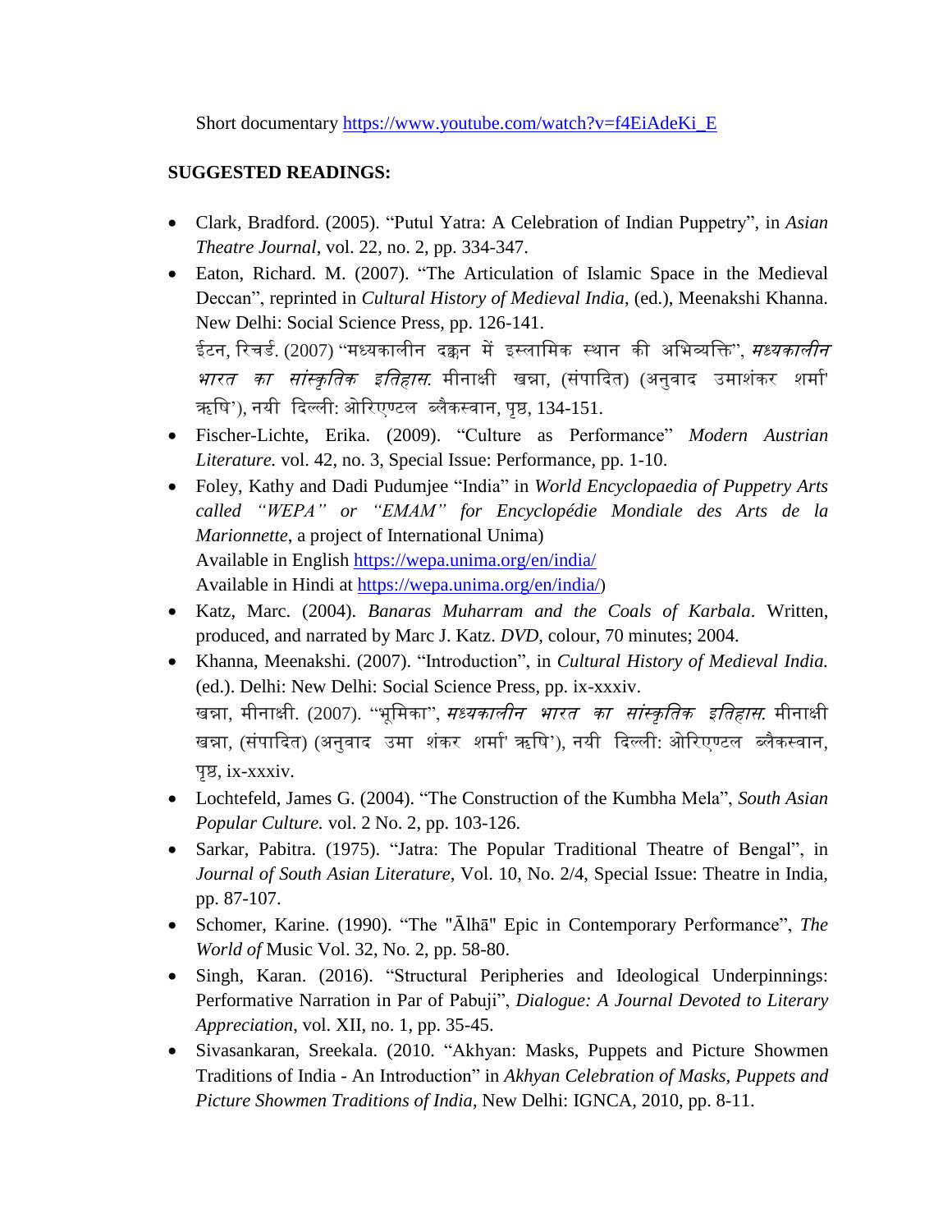Short documentary https://www.youtube.com/watch?v=f4EiAdeKi_E

**SUGGESTED READINGS:**

- Clark, Bradford. (2005). "Putul Yatra: A Celebration of Indian Puppetry", in *Asian Theatre Journal*, vol. 22, no. 2, pp. 334-347.
- Eaton, Richard. M. (2007). "The Articulation of Islamic Space in the Medieval Deccan", reprinted in *Cultural History of Medieval India*, (ed.), Meenakshi Khanna. New Delhi: Social Science Press, pp. 126-141.
  ईटन, रिचर्ड. (2007) "मध्यकालीन दक्कन में इस्लामिक स्थान की अभिव्यक्ति", *मध्यकालीन भारत का सांस्कृतिक इतिहास.* मीनाक्षी खन्ना, (संपादित) (अनुवाद उमाशंकर शर्मा' ऋषि'), नयी दिल्ली: ओरिएण्टल ब्लैकस्वान, पृष्ठ, 134-151.
- Fischer-Lichte, Erika. (2009). "Culture as Performance" *Modern Austrian Literature.* vol. 42, no. 3, Special Issue: Performance, pp. 1-10.
- Foley, Kathy and Dadi Pudumjee "India" in *World Encyclopaedia of Puppetry Arts called "WEPA" or "EMAM" for Encyclopédie Mondiale des Arts de la Marionnette*, a project of International Unima)
  Available in English https://wepa.unima.org/en/india/
  Available in Hindi at https://wepa.unima.org/en/india/)
- Katz, Marc. (2004). *Banaras Muharram and the Coals of Karbala*. Written, produced, and narrated by Marc J. Katz. *DVD*, colour, 70 minutes; 2004.
- Khanna, Meenakshi. (2007). "Introduction", in *Cultural History of Medieval India.* (ed.). Delhi: New Delhi: Social Science Press, pp. ix-xxxiv.
  खन्ना, मीनाक्षी. (2007). "भूमिका", *मध्यकालीन भारत का सांस्कृतिक इतिहास.* मीनाक्षी खन्ना, (संपादित) (अनुवाद उमा शंकर शर्मा' ऋषि'), नयी दिल्ली: ओरिएण्टल ब्लैकस्वान, पृष्ठ, ix-xxxiv.
- Lochtefeld, James G. (2004). "The Construction of the Kumbha Mela", *South Asian Popular Culture.* vol. 2 No. 2, pp. 103-126.
- Sarkar, Pabitra. (1975). "Jatra: The Popular Traditional Theatre of Bengal", in *Journal of South Asian Literature*, Vol. 10, No. 2/4, Special Issue: Theatre in India, pp. 87-107.
- Schomer, Karine. (1990). "The "Ālhā" Epic in Contemporary Performance", *The World of* Music Vol. 32, No. 2, pp. 58-80.
- Singh, Karan. (2016). "Structural Peripheries and Ideological Underpinnings: Performative Narration in Par of Pabuji", *Dialogue: A Journal Devoted to Literary Appreciation*, vol. XII, no. 1, pp. 35-45.
- Sivasankaran, Sreekala. (2010. "Akhyan: Masks, Puppets and Picture Showmen Traditions of India - An Introduction" in *Akhyan Celebration of Masks, Puppets and Picture Showmen Traditions of India*, New Delhi: IGNCA, 2010, pp. 8-11.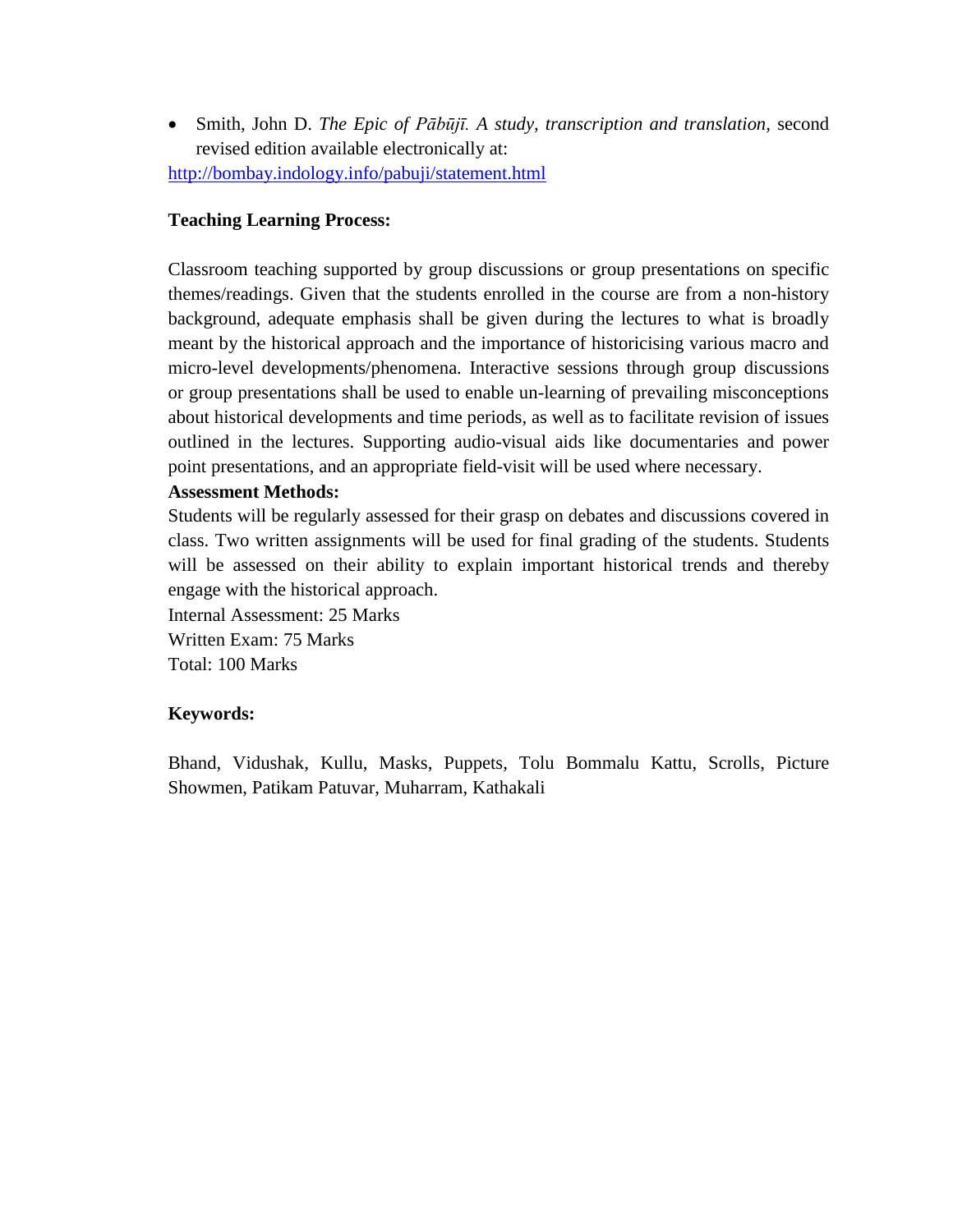- Smith, John D. *The Epic of Pābūjī. A study, transcription and translation,* second revised edition available electronically at:

http://bombay.indology.info/pabuji/statement.html

**Teaching Learning Process:**

Classroom teaching supported by group discussions or group presentations on specific themes/readings. Given that the students enrolled in the course are from a non-history background, adequate emphasis shall be given during the lectures to what is broadly meant by the historical approach and the importance of historicising various macro and micro-level developments/phenomena. Interactive sessions through group discussions or group presentations shall be used to enable un-learning of prevailing misconceptions about historical developments and time periods, as well as to facilitate revision of issues outlined in the lectures. Supporting audio-visual aids like documentaries and power point presentations, and an appropriate field-visit will be used where necessary.

**Assessment Methods:**

Students will be regularly assessed for their grasp on debates and discussions covered in class. Two written assignments will be used for final grading of the students. Students will be assessed on their ability to explain important historical trends and thereby engage with the historical approach.

Internal Assessment: 25 Marks

Written Exam: 75 Marks

Total: 100 Marks

**Keywords:**

Bhand, Vidushak, Kullu, Masks, Puppets, Tolu Bommalu Kattu, Scrolls, Picture Showmen, Patikam Patuvar, Muharram, Kathakali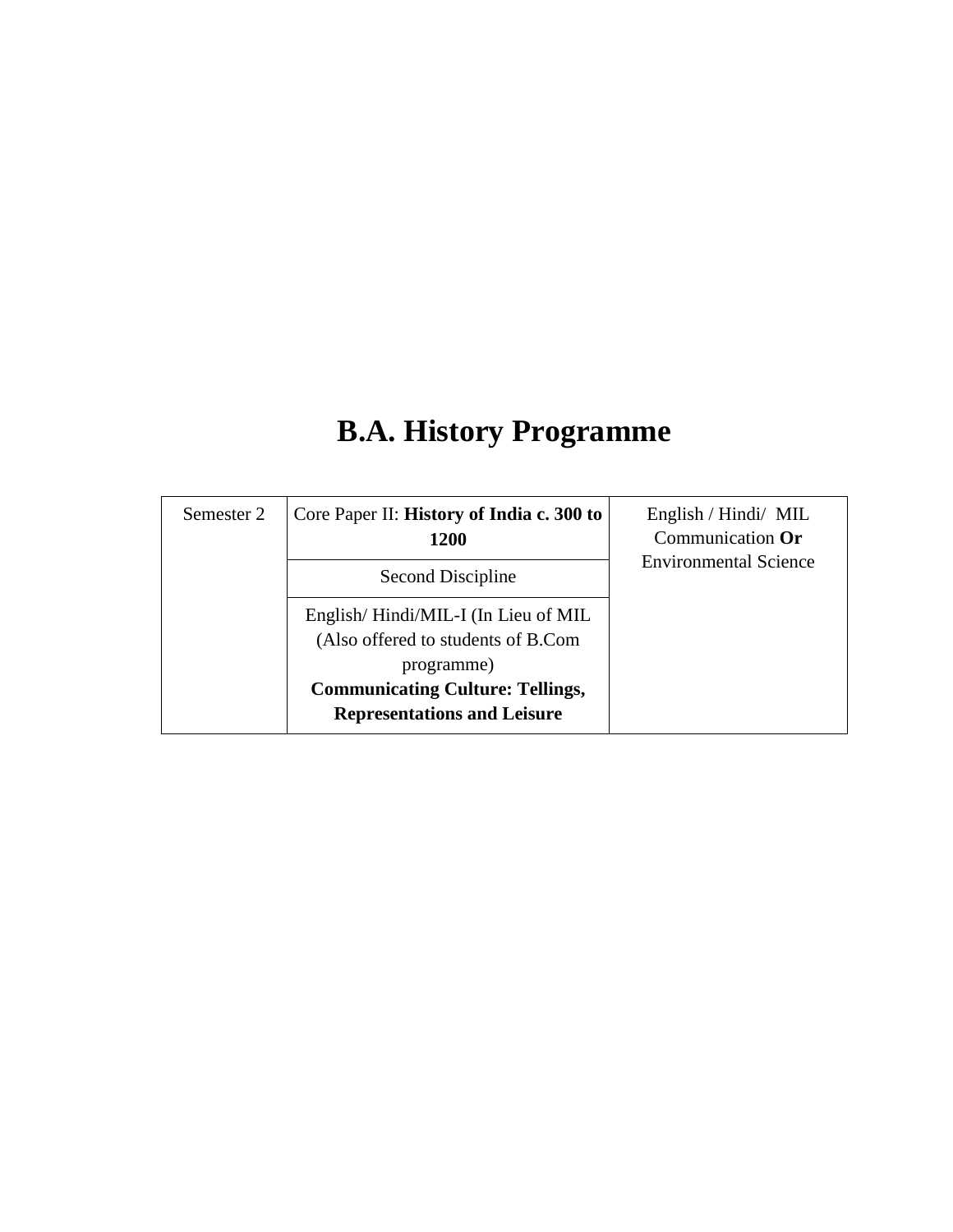# B.A. History Programme

| Semester 2 | Core Paper II: **History of India c. 300 to 1200** | English / Hindi/ MIL Communication **Or** Environmental Science |
|---|---|---|
| | Second Discipline | |
| | English/ Hindi/MIL-I (In Lieu of MIL (Also offered to students of B.Com programme) **Communicating Culture: Tellings, Representations and Leisure** | |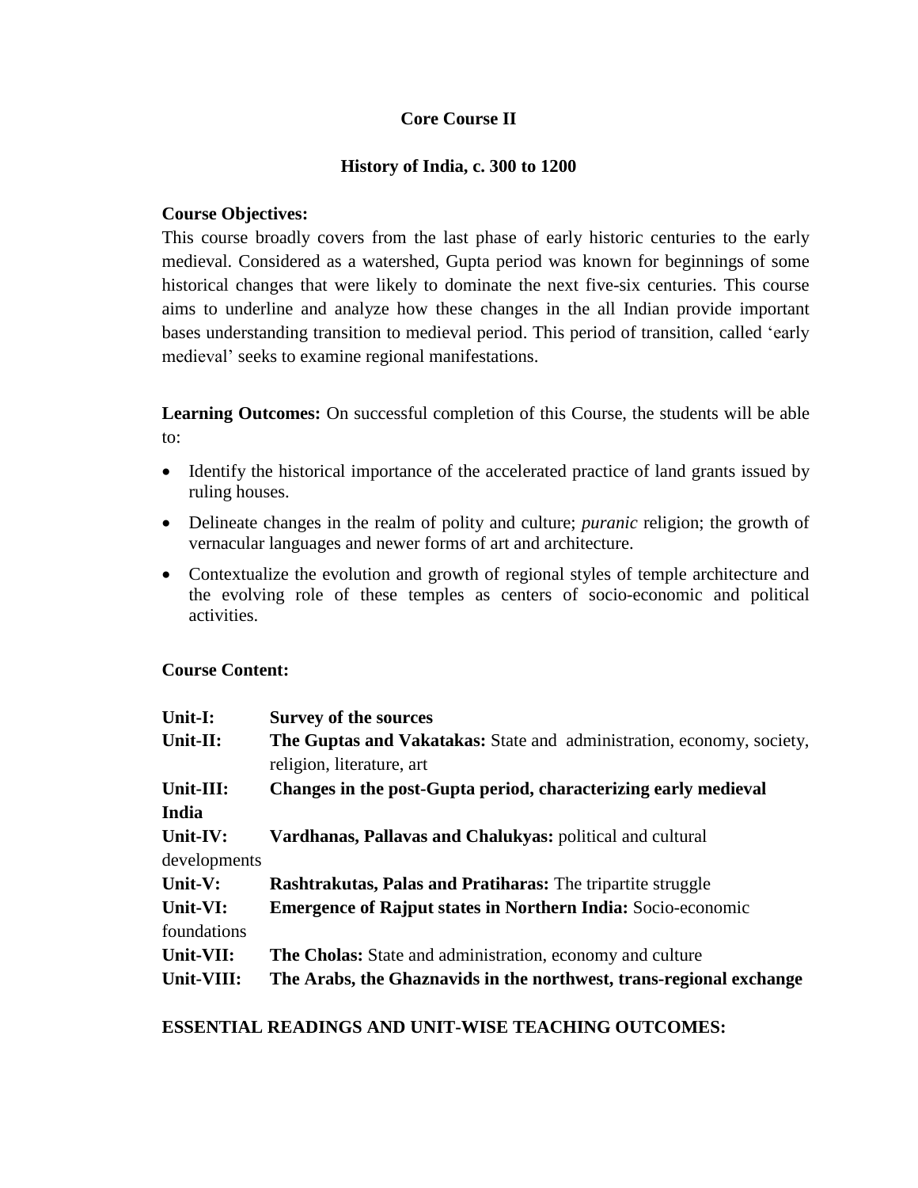## Core Course II

## History of India, c. 300 to 1200

**Course Objectives:**

This course broadly covers from the last phase of early historic centuries to the early medieval. Considered as a watershed, Gupta period was known for beginnings of some historical changes that were likely to dominate the next five-six centuries. This course aims to underline and analyze how these changes in the all Indian provide important bases understanding transition to medieval period. This period of transition, called 'early medieval' seeks to examine regional manifestations.

**Learning Outcomes:** On successful completion of this Course, the students will be able to:

- Identify the historical importance of the accelerated practice of land grants issued by ruling houses.
- Delineate changes in the realm of polity and culture; *puranic* religion; the growth of vernacular languages and newer forms of art and architecture.
- Contextualize the evolution and growth of regional styles of temple architecture and the evolving role of these temples as centers of socio-economic and political activities.

**Course Content:**

| | |
|---|---|
| **Unit-I:** | **Survey of the sources** |
| **Unit-II:** | **The Guptas and Vakatakas:** State and administration, economy, society, religion, literature, art |
| **Unit-III:** | **Changes in the post-Gupta period, characterizing early medieval India** |
| **Unit-IV:** | **Vardhanas, Pallavas and Chalukyas:** political and cultural developments |
| **Unit-V:** | **Rashtrakutas, Palas and Pratiharas:** The tripartite struggle |
| **Unit-VI:** | **Emergence of Rajput states in Northern India:** Socio-economic foundations |
| **Unit-VII:** | **The Cholas:** State and administration, economy and culture |
| **Unit-VIII:** | **The Arabs, the Ghaznavids in the northwest, trans-regional exchange** |

**ESSENTIAL READINGS AND UNIT-WISE TEACHING OUTCOMES:**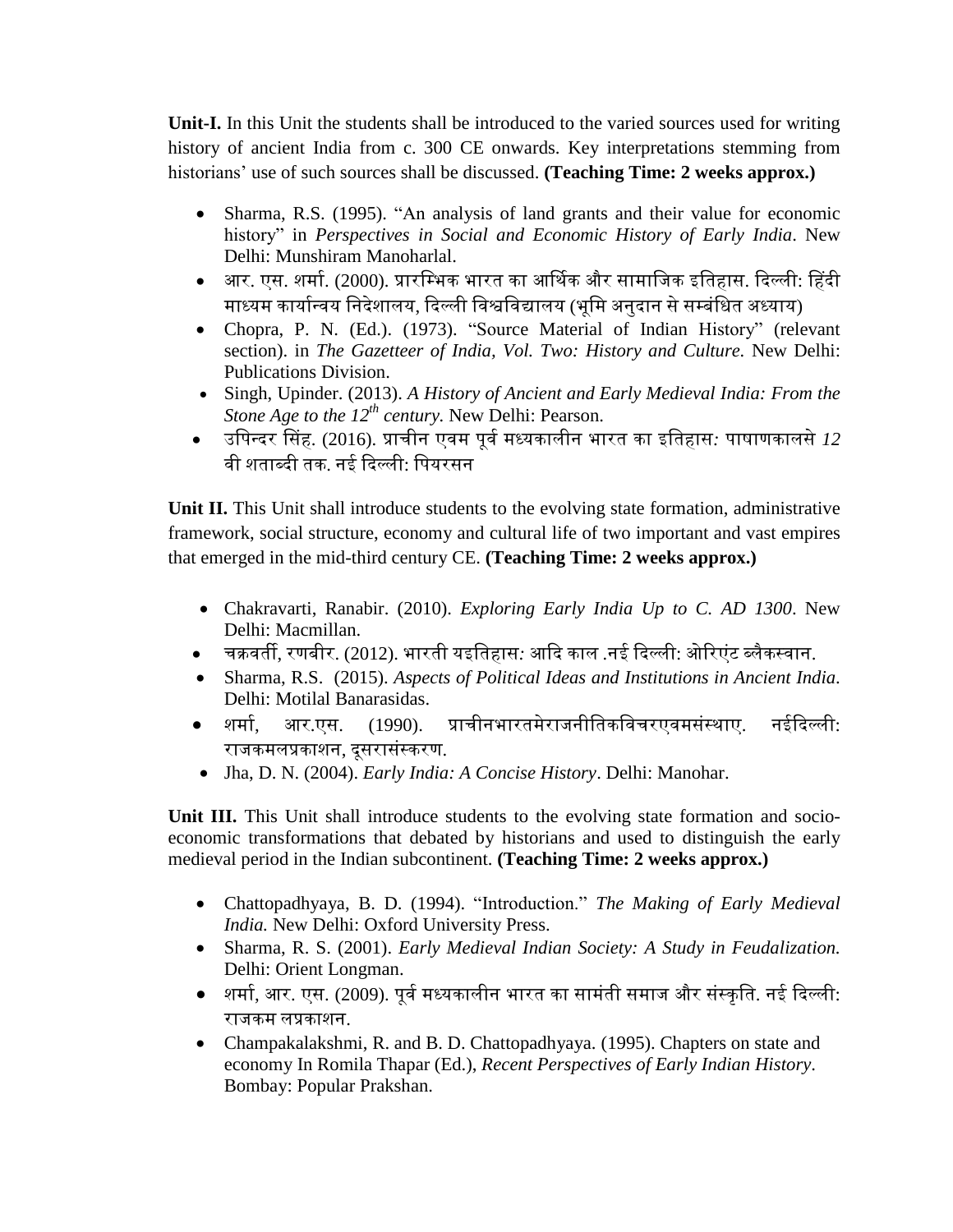**Unit-I.** In this Unit the students shall be introduced to the varied sources used for writing history of ancient India from c. 300 CE onwards. Key interpretations stemming from historians' use of such sources shall be discussed. **(Teaching Time: 2 weeks approx.)**

- Sharma, R.S. (1995). "An analysis of land grants and their value for economic history" in *Perspectives in Social and Economic History of Early India*. New Delhi: Munshiram Manoharlal.
- आर. एस. शर्मा. (2000). प्रारम्भिक भारत का आर्थिक और सामाजिक इतिहास. दिल्ली: हिंदी माध्यम कार्यान्वय निदेशालय, दिल्ली विश्वविद्यालय (भूमि अनुदान से सम्बंधित अध्याय)
- Chopra, P. N. (Ed.). (1973). "Source Material of Indian History" (relevant section). in *The Gazetteer of India, Vol. Two: History and Culture*. New Delhi: Publications Division.
- Singh, Upinder. (2013). *A History of Ancient and Early Medieval India: From the Stone Age to the 12th century*. New Delhi: Pearson.
- उपिन्दर सिंह. (2016). प्राचीन एवम पूर्व मध्यकालीन भारत का इतिहास*: पाषाणकालसे 12 वी शताब्दी तक*. नई दिल्ली: पियरसन

**Unit II.** This Unit shall introduce students to the evolving state formation, administrative framework, social structure, economy and cultural life of two important and vast empires that emerged in the mid-third century CE. **(Teaching Time: 2 weeks approx.)**

- Chakravarti, Ranabir. (2010). *Exploring Early India Up to C. AD 1300*. New Delhi: Macmillan.
- चक्रवर्ती, रणबीर. (2012). भारती यइतिहास*:* आदि काल .नई दिल्ली: ओरिएंट ब्लैकस्वान.
- Sharma, R.S. (2015). *Aspects of Political Ideas and Institutions in Ancient India*. Delhi: Motilal Banarasidas.
- शर्मा, आर.एस. (1990). प्राचीनभारतमेराजनीतिकविचरएवमसंस्थाए. नईदिल्ली: राजकमलप्रकाशन, दूसरासंस्करण.
- Jha, D. N. (2004). *Early India: A Concise History*. Delhi: Manohar.

**Unit III.** This Unit shall introduce students to the evolving state formation and socio-economic transformations that debated by historians and used to distinguish the early medieval period in the Indian subcontinent. **(Teaching Time: 2 weeks approx.)**

- Chattopadhyaya, B. D. (1994). "Introduction." *The Making of Early Medieval India.* New Delhi: Oxford University Press.
- Sharma, R. S. (2001). *Early Medieval Indian Society: A Study in Feudalization.* Delhi: Orient Longman.
- शर्मा, आर. एस. (2009). पूर्व मध्यकालीन भारत का सामंती समाज और संस्कृति. नई दिल्ली: राजकम लप्रकाशन.
- Champakalakshmi, R. and B. D. Chattopadhyaya. (1995). Chapters on state and economy In Romila Thapar (Ed.), *Recent Perspectives of Early Indian History*. Bombay: Popular Prakshan.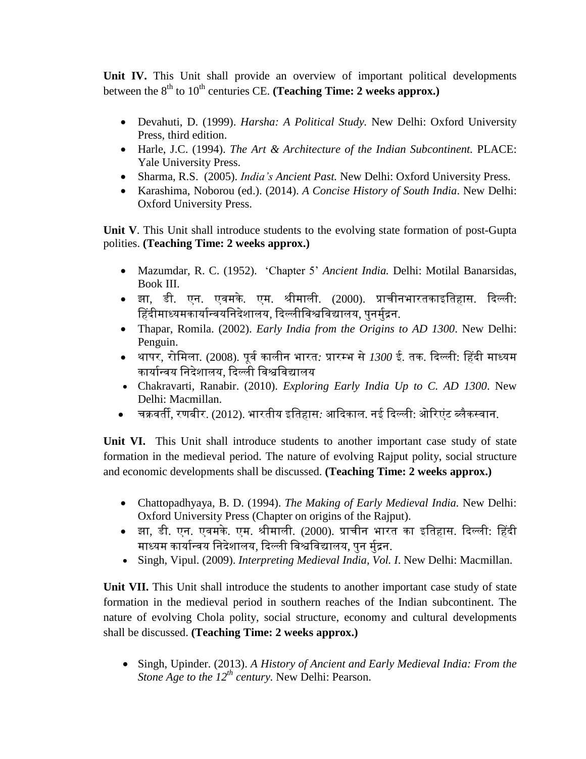**Unit IV.** This Unit shall provide an overview of important political developments between the $8^{th}$ to $10^{th}$ centuries CE. **(Teaching Time: 2 weeks approx.)**

- Devahuti, D. (1999). *Harsha: A Political Study.* New Delhi: Oxford University Press, third edition.
- Harle, J.C. (1994). *The Art & Architecture of the Indian Subcontinent.* PLACE: Yale University Press.
- Sharma, R.S. (2005). *India's Ancient Past.* New Delhi: Oxford University Press.
- Karashima, Noborou (ed.). (2014). *A Concise History of South India*. New Delhi: Oxford University Press.

**Unit V**. This Unit shall introduce students to the evolving state formation of post-Gupta polities. **(Teaching Time: 2 weeks approx.)**

- Mazumdar, R. C. (1952). 'Chapter 5' *Ancient India.* Delhi: Motilal Banarsidas, Book III.
- झा, डी. एन. एवमके. एम. श्रीमाली. (2000). प्राचीनभारतकाइतिहास. दिल्ली: हिंदीमाध्यमकार्यान्वयनिदेशालय, दिल्लीविश्वविद्यालय, पुनर्मुद्रन.
- Thapar, Romila. (2002). *Early India from the Origins to AD 1300*. New Delhi: Penguin.
- थापर, रोमिला. (2008). पूर्व कालीन भारत*: प्रारम्भ से 1300* ई. तक. दिल्ली: हिंदी माध्यम कार्यान्वय निदेशालय, दिल्ली विश्वविद्यालय
- Chakravarti, Ranabir. (2010). *Exploring Early India Up to C. AD 1300*. New Delhi: Macmillan.
- चक्रवर्ती, रणबीर. (2012). भारतीय इतिहास*:* आदिकाल. नई दिल्ली: ओरिएंट ब्लैकस्वान.

**Unit VI.** This Unit shall introduce students to another important case study of state formation in the medieval period. The nature of evolving Rajput polity, social structure and economic developments shall be discussed. **(Teaching Time: 2 weeks approx.)**

- Chattopadhyaya, B. D. (1994). *The Making of Early Medieval India.* New Delhi: Oxford University Press (Chapter on origins of the Rajput).
- झा, डी. एन. एवमके. एम. श्रीमाली. (2000). प्राचीन भारत का इतिहास. दिल्ली: हिंदी माध्यम कार्यान्वय निदेशालय, दिल्ली विश्वविद्यालय, पुन मुंद्रन.
- Singh, Vipul. (2009). *Interpreting Medieval India, Vol. I*. New Delhi: Macmillan.

**Unit VII.** This Unit shall introduce the students to another important case study of state formation in the medieval period in southern reaches of the Indian subcontinent. The nature of evolving Chola polity, social structure, economy and cultural developments shall be discussed. **(Teaching Time: 2 weeks approx.)**

- Singh, Upinder. (2013). *A History of Ancient and Early Medieval India: From the Stone Age to the $12^{th}$ century.* New Delhi: Pearson.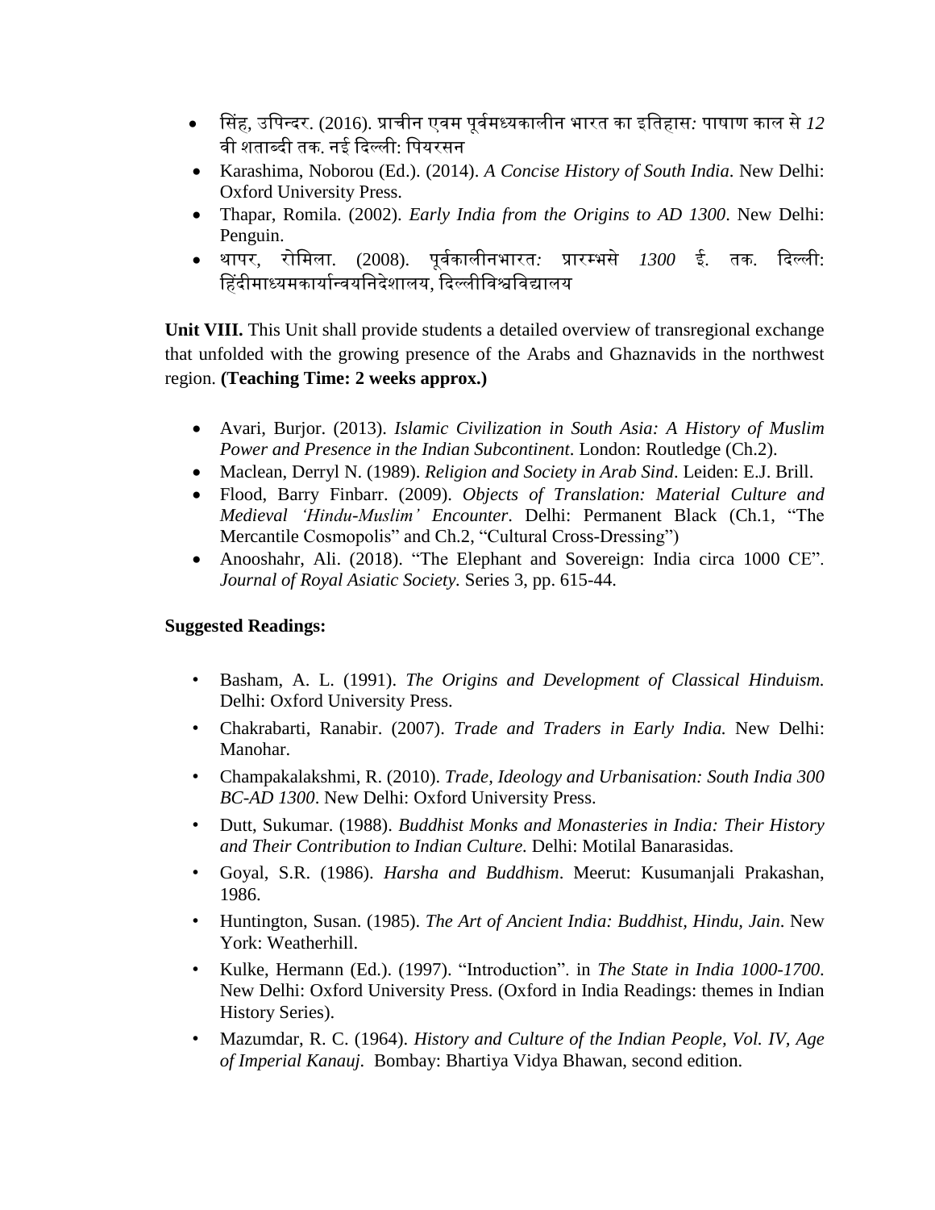- सिंह, उपिन्दर. (2016). प्राचीन एवम पूर्वमध्यकालीन भारत का इतिहास: पाषाण काल से *12* वी शताब्दी तक. नई दिल्ली: पियरसन
- Karashima, Noborou (Ed.). (2014). *A Concise History of South India*. New Delhi: Oxford University Press.
- Thapar, Romila. (2002). *Early India from the Origins to AD 1300*. New Delhi: Penguin.
- थापर, रोमिला. (2008). पूर्वकालीनभारत: प्रारम्भसे *1300* ई. तक. दिल्ली: हिंदीमाध्यमकार्यान्वयनिदेशालय, दिल्लीविश्वविद्यालय

**Unit VIII.** This Unit shall provide students a detailed overview of transregional exchange that unfolded with the growing presence of the Arabs and Ghaznavids in the northwest region. **(Teaching Time: 2 weeks approx.)**

- Avari, Burjor. (2013). *Islamic Civilization in South Asia: A History of Muslim Power and Presence in the Indian Subcontinent*. London: Routledge (Ch.2).
- Maclean, Derryl N. (1989). *Religion and Society in Arab Sind*. Leiden: E.J. Brill.
- Flood, Barry Finbarr. (2009). *Objects of Translation: Material Culture and Medieval 'Hindu-Muslim' Encounter*. Delhi: Permanent Black (Ch.1, "The Mercantile Cosmopolis" and Ch.2, "Cultural Cross-Dressing")
- Anooshahr, Ali. (2018). "The Elephant and Sovereign: India circa 1000 CE". *Journal of Royal Asiatic Society.* Series 3, pp. 615-44.

**Suggested Readings:**

- Basham, A. L. (1991). *The Origins and Development of Classical Hinduism.* Delhi: Oxford University Press.
- Chakrabarti, Ranabir. (2007). *Trade and Traders in Early India.* New Delhi: Manohar.
- Champakalakshmi, R. (2010). *Trade, Ideology and Urbanisation: South India 300 BC-AD 1300*. New Delhi: Oxford University Press.
- Dutt, Sukumar. (1988). *Buddhist Monks and Monasteries in India: Their History and Their Contribution to Indian Culture.* Delhi: Motilal Banarasidas.
- Goyal, S.R. (1986). *Harsha and Buddhism*. Meerut: Kusumanjali Prakashan, 1986.
- Huntington, Susan. (1985). *The Art of Ancient India: Buddhist, Hindu, Jain*. New York: Weatherhill.
- Kulke, Hermann (Ed.). (1997). "Introduction". in *The State in India 1000-1700*. New Delhi: Oxford University Press. (Oxford in India Readings: themes in Indian History Series).
- Mazumdar, R. C. (1964). *History and Culture of the Indian People, Vol. IV, Age of Imperial Kanauj.* Bombay: Bhartiya Vidya Bhawan, second edition.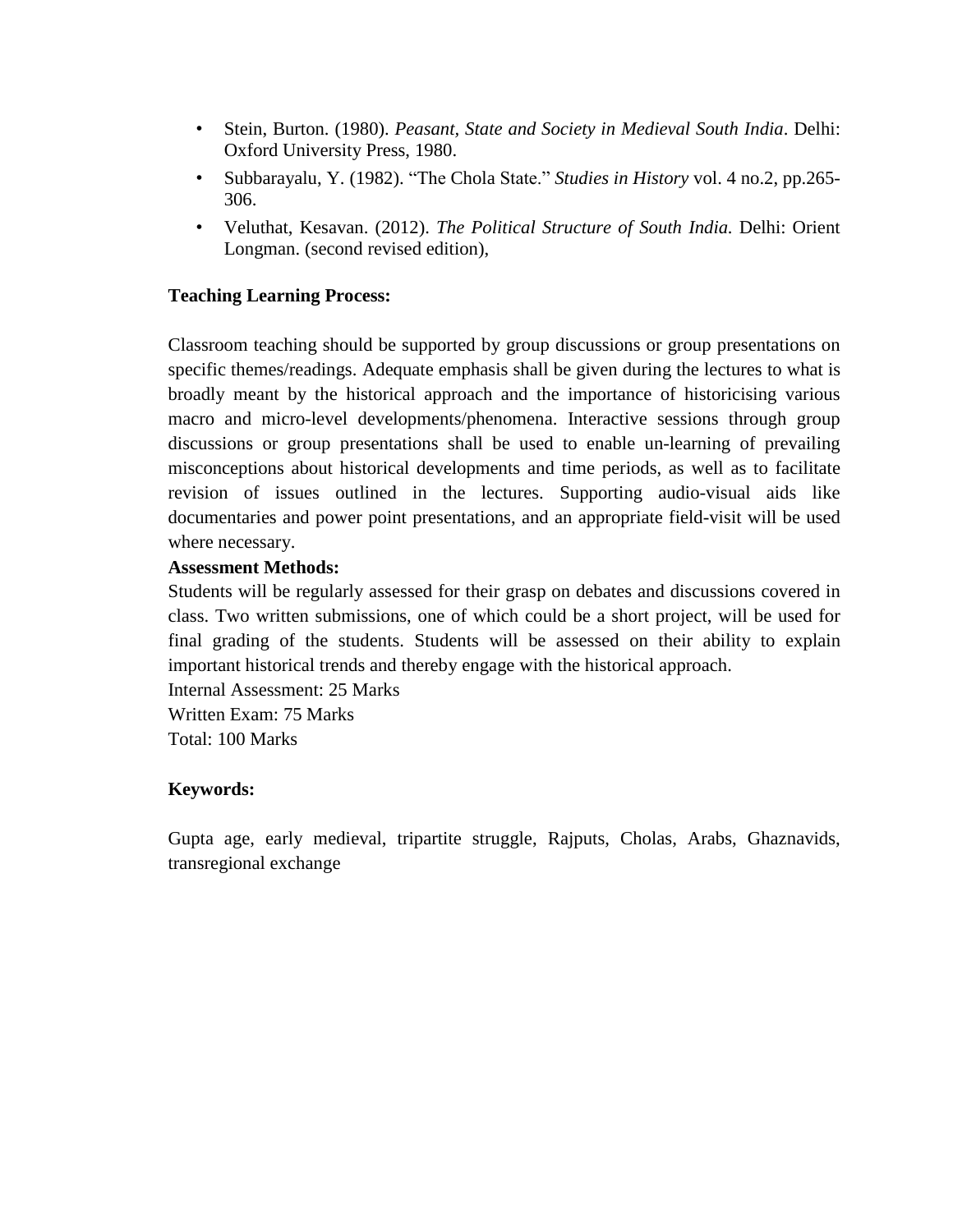- Stein, Burton. (1980). *Peasant, State and Society in Medieval South India*. Delhi: Oxford University Press, 1980.
- Subbarayalu, Y. (1982). "The Chola State." *Studies in History* vol. 4 no.2, pp.265-306.
- Veluthat, Kesavan. (2012). *The Political Structure of South India.* Delhi: Orient Longman. (second revised edition),

**Teaching Learning Process:**

Classroom teaching should be supported by group discussions or group presentations on specific themes/readings. Adequate emphasis shall be given during the lectures to what is broadly meant by the historical approach and the importance of historicising various macro and micro-level developments/phenomena. Interactive sessions through group discussions or group presentations shall be used to enable un-learning of prevailing misconceptions about historical developments and time periods, as well as to facilitate revision of issues outlined in the lectures. Supporting audio-visual aids like documentaries and power point presentations, and an appropriate field-visit will be used where necessary.

**Assessment Methods:**

Students will be regularly assessed for their grasp on debates and discussions covered in class. Two written submissions, one of which could be a short project, will be used for final grading of the students. Students will be assessed on their ability to explain important historical trends and thereby engage with the historical approach.

Internal Assessment: 25 Marks
Written Exam: 75 Marks
Total: 100 Marks

**Keywords:**

Gupta age, early medieval, tripartite struggle, Rajputs, Cholas, Arabs, Ghaznavids, transregional exchange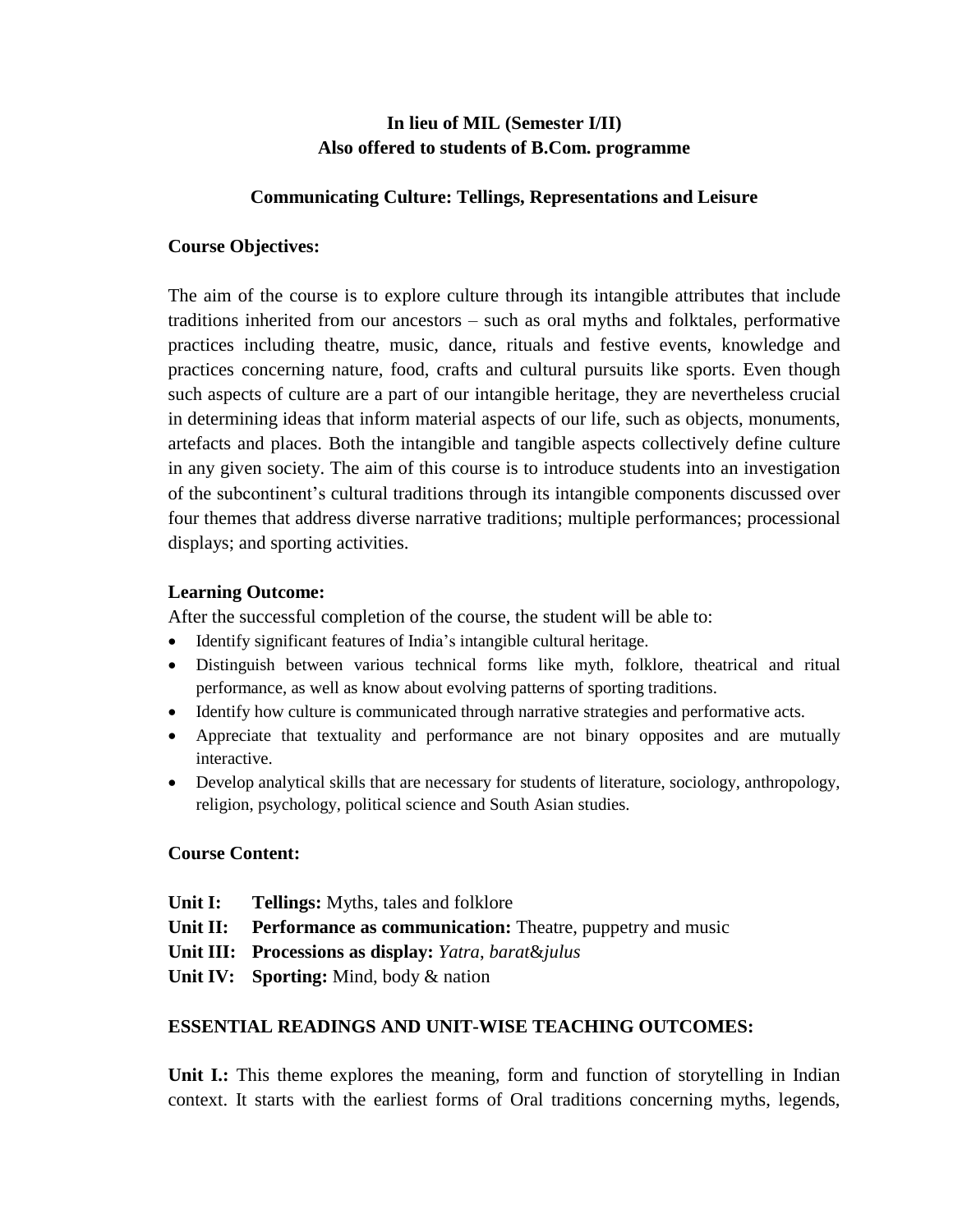**In lieu of MIL (Semester I/II)**
**Also offered to students of B.Com. programme**

**Communicating Culture: Tellings, Representations and Leisure**

**Course Objectives:**

The aim of the course is to explore culture through its intangible attributes that include traditions inherited from our ancestors – such as oral myths and folktales, performative practices including theatre, music, dance, rituals and festive events, knowledge and practices concerning nature, food, crafts and cultural pursuits like sports. Even though such aspects of culture are a part of our intangible heritage, they are nevertheless crucial in determining ideas that inform material aspects of our life, such as objects, monuments, artefacts and places. Both the intangible and tangible aspects collectively define culture in any given society. The aim of this course is to introduce students into an investigation of the subcontinent's cultural traditions through its intangible components discussed over four themes that address diverse narrative traditions; multiple performances; processional displays; and sporting activities.

**Learning Outcome:**

After the successful completion of the course, the student will be able to:

- Identify significant features of India's intangible cultural heritage.
- Distinguish between various technical forms like myth, folklore, theatrical and ritual performance, as well as know about evolving patterns of sporting traditions.
- Identify how culture is communicated through narrative strategies and performative acts.
- Appreciate that textuality and performance are not binary opposites and are mutually interactive.
- Develop analytical skills that are necessary for students of literature, sociology, anthropology, religion, psychology, political science and South Asian studies.

**Course Content:**

**Unit I:** **Tellings:** Myths, tales and folklore
**Unit II:** **Performance as communication:** Theatre, puppetry and music
**Unit III:** **Processions as display:** *Yatra*, *barat*&*julus*
**Unit IV:** **Sporting:** Mind, body & nation

**ESSENTIAL READINGS AND UNIT-WISE TEACHING OUTCOMES:**

**Unit I.:** This theme explores the meaning, form and function of storytelling in Indian context. It starts with the earliest forms of Oral traditions concerning myths, legends,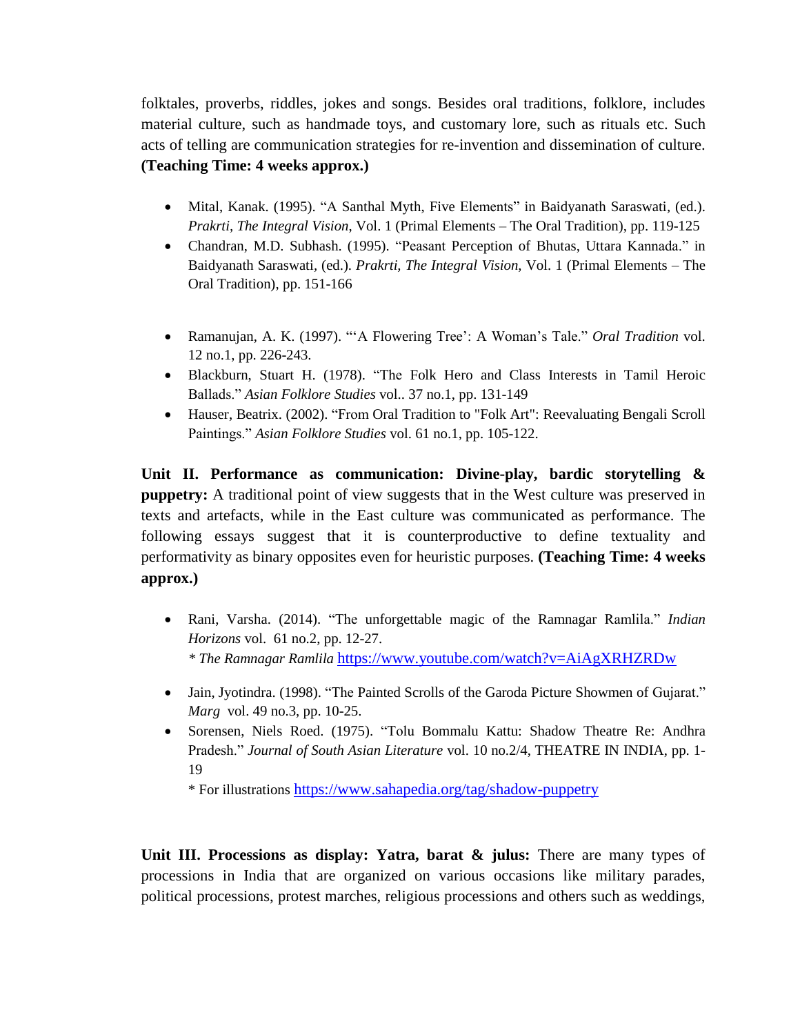folktales, proverbs, riddles, jokes and songs. Besides oral traditions, folklore, includes material culture, such as handmade toys, and customary lore, such as rituals etc. Such acts of telling are communication strategies for re-invention and dissemination of culture. **(Teaching Time: 4 weeks approx.)**

- Mital, Kanak. (1995). "A Santhal Myth, Five Elements" in Baidyanath Saraswati, (ed.). *Prakrti, The Integral Vision*, Vol. 1 (Primal Elements – The Oral Tradition), pp. 119-125
- Chandran, M.D. Subhash. (1995). "Peasant Perception of Bhutas, Uttara Kannada." in Baidyanath Saraswati, (ed.). *Prakrti, The Integral Vision*, Vol. 1 (Primal Elements – The Oral Tradition), pp. 151-166

- Ramanujan, A. K. (1997). "'A Flowering Tree': A Woman's Tale." *Oral Tradition* vol. 12 no.1, pp. 226-243.
- Blackburn, Stuart H. (1978). "The Folk Hero and Class Interests in Tamil Heroic Ballads." *Asian Folklore Studies* vol.. 37 no.1, pp. 131-149
- Hauser, Beatrix. (2002). "From Oral Tradition to "Folk Art": Reevaluating Bengali Scroll Paintings." *Asian Folklore Studies* vol. 61 no.1, pp. 105-122.

**Unit II. Performance as communication: Divine-play, bardic storytelling & puppetry:** A traditional point of view suggests that in the West culture was preserved in texts and artefacts, while in the East culture was communicated as performance. The following essays suggest that it is counterproductive to define textuality and performativity as binary opposites even for heuristic purposes. **(Teaching Time: 4 weeks approx.)**

- Rani, Varsha. (2014). "The unforgettable magic of the Ramnagar Ramlila." *Indian Horizons* vol. 61 no.2, pp. 12-27.
  *\* The Ramnagar Ramlila* https://www.youtube.com/watch?v=AiAgXRHZRDw
- Jain, Jyotindra. (1998). "The Painted Scrolls of the Garoda Picture Showmen of Gujarat." *Marg* vol. 49 no.3, pp. 10-25.
- Sorensen, Niels Roed. (1975). "Tolu Bommalu Kattu: Shadow Theatre Re: Andhra Pradesh." *Journal of South Asian Literature* vol. 10 no.2/4, THEATRE IN INDIA, pp. 1-19
  \* For illustrations https://www.sahapedia.org/tag/shadow-puppetry

**Unit III. Processions as display: Yatra, barat & julus:** There are many types of processions in India that are organized on various occasions like military parades, political processions, protest marches, religious processions and others such as weddings,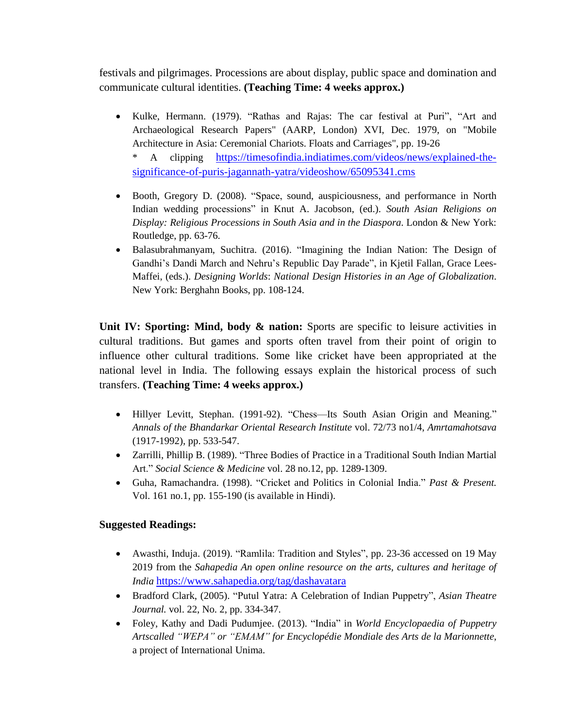festivals and pilgrimages. Processions are about display, public space and domination and communicate cultural identities. **(Teaching Time: 4 weeks approx.)**

- Kulke, Hermann. (1979). "Rathas and Rajas: The car festival at Puri", "Art and Archaeological Research Papers" (AARP, London) XVI, Dec. 1979, on "Mobile Architecture in Asia: Ceremonial Chariots. Floats and Carriages", pp. 19-26
  * A clipping https://timesofindia.indiatimes.com/videos/news/explained-the-significance-of-puris-jagannath-yatra/videoshow/65095341.cms
- Booth, Gregory D. (2008). "Space, sound, auspiciousness, and performance in North Indian wedding processions" in Knut A. Jacobson, (ed.). *South Asian Religions on Display: Religious Processions in South Asia and in the Diaspora*. London & New York: Routledge, pp. 63-76.
- Balasubrahmanyam, Suchitra. (2016). "Imagining the Indian Nation: The Design of Gandhi's Dandi March and Nehru's Republic Day Parade", in Kjetil Fallan, Grace Lees-Maffei, (eds.). *Designing Worlds*: *National Design Histories in an Age of Globalization*. New York: Berghahn Books, pp. 108-124.

**Unit IV: Sporting: Mind, body & nation:** Sports are specific to leisure activities in cultural traditions. But games and sports often travel from their point of origin to influence other cultural traditions. Some like cricket have been appropriated at the national level in India. The following essays explain the historical process of such transfers. **(Teaching Time: 4 weeks approx.)**

- Hillyer Levitt, Stephan. (1991-92). "Chess—Its South Asian Origin and Meaning." *Annals of the Bhandarkar Oriental Research Institute* vol. 72/73 no1/4, *Amrtamahotsava* (1917-1992), pp. 533-547.
- Zarrilli, Phillip B. (1989). "Three Bodies of Practice in a Traditional South Indian Martial Art." *Social Science & Medicine* vol. 28 no.12, pp. 1289-1309.
- Guha, Ramachandra. (1998). "Cricket and Politics in Colonial India." *Past & Present.* Vol. 161 no.1, pp. 155-190 (is available in Hindi).

**Suggested Readings:**

- Awasthi, Induja. (2019). "Ramlila: Tradition and Styles", pp. 23-36 accessed on 19 May 2019 from the *Sahapedia An open online resource on the arts, cultures and heritage of India* https://www.sahapedia.org/tag/dashavatara
- Bradford Clark, (2005). "Putul Yatra: A Celebration of Indian Puppetry", *Asian Theatre Journal.* vol. 22, No. 2, pp. 334-347.
- Foley, Kathy and Dadi Pudumjee. (2013). "India" in *World Encyclopaedia of Puppetry Artscalled "WEPA" or "EMAM" for Encyclopédie Mondiale des Arts de la Marionnette*, a project of International Unima.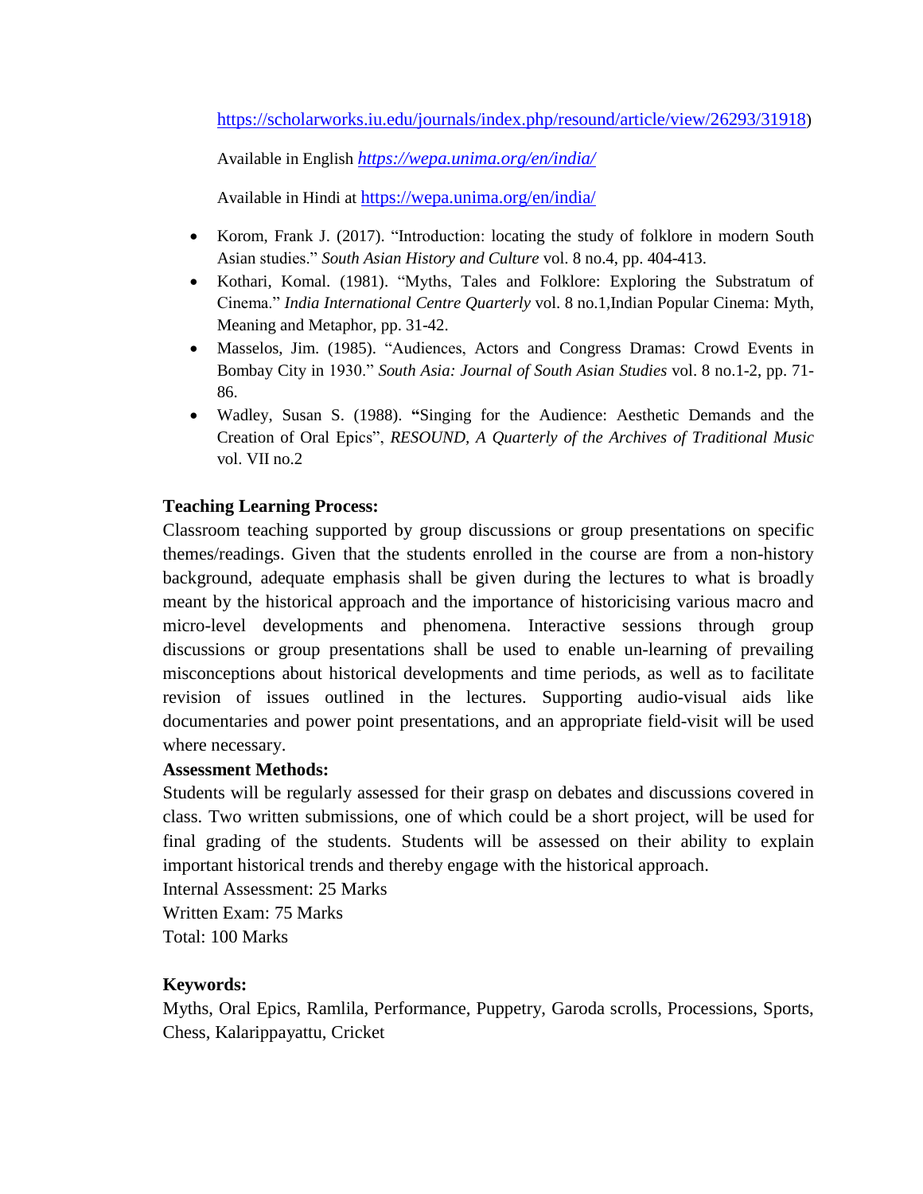https://scholarworks.iu.edu/journals/index.php/resound/article/view/26293/31918)

Available in English *https://wepa.unima.org/en/india/*

Available in Hindi at https://wepa.unima.org/en/india/

- Korom, Frank J. (2017). "Introduction: locating the study of folklore in modern South Asian studies." *South Asian History and Culture* vol. 8 no.4, pp. 404-413.
- Kothari, Komal. (1981). "Myths, Tales and Folklore: Exploring the Substratum of Cinema." *India International Centre Quarterly* vol. 8 no.1,Indian Popular Cinema: Myth, Meaning and Metaphor, pp. 31-42.
- Masselos, Jim. (1985). "Audiences, Actors and Congress Dramas: Crowd Events in Bombay City in 1930." *South Asia: Journal of South Asian Studies* vol. 8 no.1-2, pp. 71-86.
- Wadley, Susan S. (1988). **"**Singing for the Audience: Aesthetic Demands and the Creation of Oral Epics", *RESOUND, A Quarterly of the Archives of Traditional Music* vol. VII no.2

**Teaching Learning Process:**

Classroom teaching supported by group discussions or group presentations on specific themes/readings. Given that the students enrolled in the course are from a non-history background, adequate emphasis shall be given during the lectures to what is broadly meant by the historical approach and the importance of historicising various macro and micro-level developments and phenomena. Interactive sessions through group discussions or group presentations shall be used to enable un-learning of prevailing misconceptions about historical developments and time periods, as well as to facilitate revision of issues outlined in the lectures. Supporting audio-visual aids like documentaries and power point presentations, and an appropriate field-visit will be used where necessary.

**Assessment Methods:**

Students will be regularly assessed for their grasp on debates and discussions covered in class. Two written submissions, one of which could be a short project, will be used for final grading of the students. Students will be assessed on their ability to explain important historical trends and thereby engage with the historical approach.

Internal Assessment: 25 Marks
Written Exam: 75 Marks
Total: 100 Marks

**Keywords:**

Myths, Oral Epics, Ramlila, Performance, Puppetry, Garoda scrolls, Processions, Sports, Chess, Kalarippayattu, Cricket